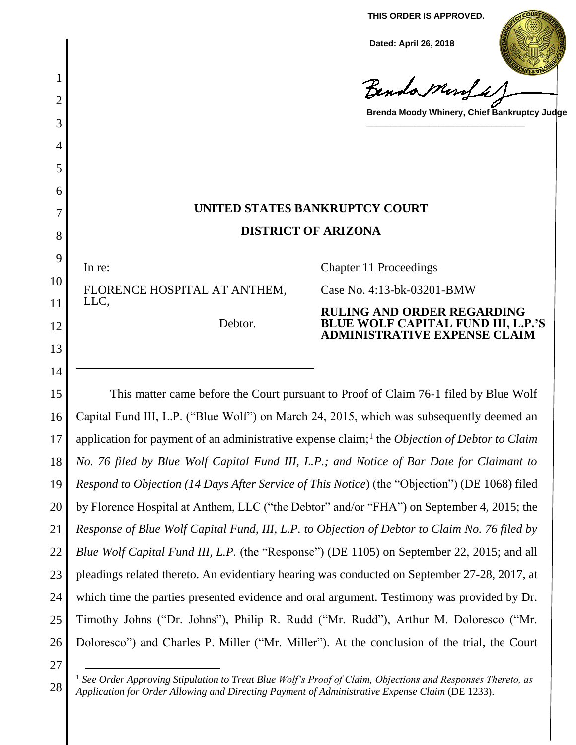**THIS ORDER IS APPROVED.**

**Dated: April 26, 2018**

**Brenda Moody Whinery, Chief Bankruptcy Judge**

# UNITED STATES BANKRUPTCY COURT

## DISTRICT OF ARIZONA

| | |
|---|---|
| In re:<br><br>FLORENCE HOSPITAL AT ANTHEM, LLC,<br><br>Debtor. | Chapter 11 Proceedings<br><br>Case No. 4:13-bk-03201-BMW<br><br>**RULING AND ORDER REGARDING BLUE WOLF CAPITAL FUND III, L.P.'S ADMINISTRATIVE EXPENSE CLAIM** |

This matter came before the Court pursuant to Proof of Claim 76-1 filed by Blue Wolf Capital Fund III, L.P. ("Blue Wolf") on March 24, 2015, which was subsequently deemed an application for payment of an administrative expense claim;[1] the *Objection of Debtor to Claim No. 76 filed by Blue Wolf Capital Fund III, L.P.; and Notice of Bar Date for Claimant to Respond to Objection (14 Days After Service of This Notice)* (the "Objection") (DE 1068) filed by Florence Hospital at Anthem, LLC ("the Debtor" and/or "FHA") on September 4, 2015; the *Response of Blue Wolf Capital Fund, III, L.P. to Objection of Debtor to Claim No. 76 filed by Blue Wolf Capital Fund III, L.P.* (the "Response") (DE 1105) on September 22, 2015; and all pleadings related thereto. An evidentiary hearing was conducted on September 27-28, 2017, at which time the parties presented evidence and oral argument. Testimony was provided by Dr. Timothy Johns ("Dr. Johns"), Philip R. Rudd ("Mr. Rudd"), Arthur M. Doloresco ("Mr. Doloresco") and Charles P. Miller ("Mr. Miller"). At the conclusion of the trial, the Court

---

[1] *See Order Approving Stipulation to Treat Blue Wolf's Proof of Claim, Objections and Responses Thereto, as Application for Order Allowing and Directing Payment of Administrative Expense Claim* (DE 1233).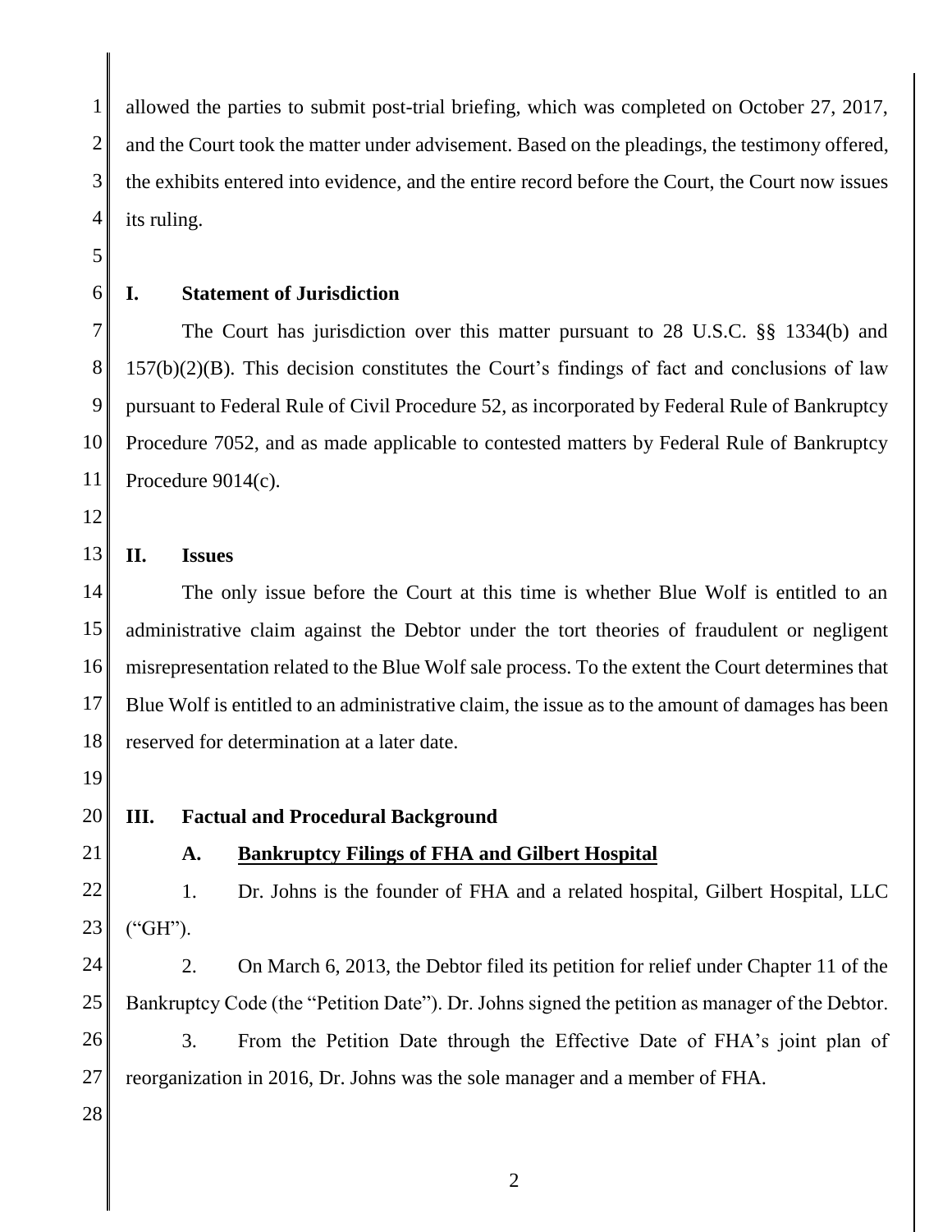allowed the parties to submit post-trial briefing, which was completed on October 27, 2017, and the Court took the matter under advisement. Based on the pleadings, the testimony offered, the exhibits entered into evidence, and the entire record before the Court, the Court now issues its ruling.

## I. Statement of Jurisdiction

The Court has jurisdiction over this matter pursuant to 28 U.S.C. §§ 1334(b) and 157(b)(2)(B). This decision constitutes the Court's findings of fact and conclusions of law pursuant to Federal Rule of Civil Procedure 52, as incorporated by Federal Rule of Bankruptcy Procedure 7052, and as made applicable to contested matters by Federal Rule of Bankruptcy Procedure 9014(c).

## II. Issues

The only issue before the Court at this time is whether Blue Wolf is entitled to an administrative claim against the Debtor under the tort theories of fraudulent or negligent misrepresentation related to the Blue Wolf sale process. To the extent the Court determines that Blue Wolf is entitled to an administrative claim, the issue as to the amount of damages has been reserved for determination at a later date.

## III. Factual and Procedural Background

### A. Bankruptcy Filings of FHA and Gilbert Hospital

1. Dr. Johns is the founder of FHA and a related hospital, Gilbert Hospital, LLC ("GH").

2. On March 6, 2013, the Debtor filed its petition for relief under Chapter 11 of the Bankruptcy Code (the "Petition Date"). Dr. Johns signed the petition as manager of the Debtor.

3. From the Petition Date through the Effective Date of FHA's joint plan of reorganization in 2016, Dr. Johns was the sole manager and a member of FHA.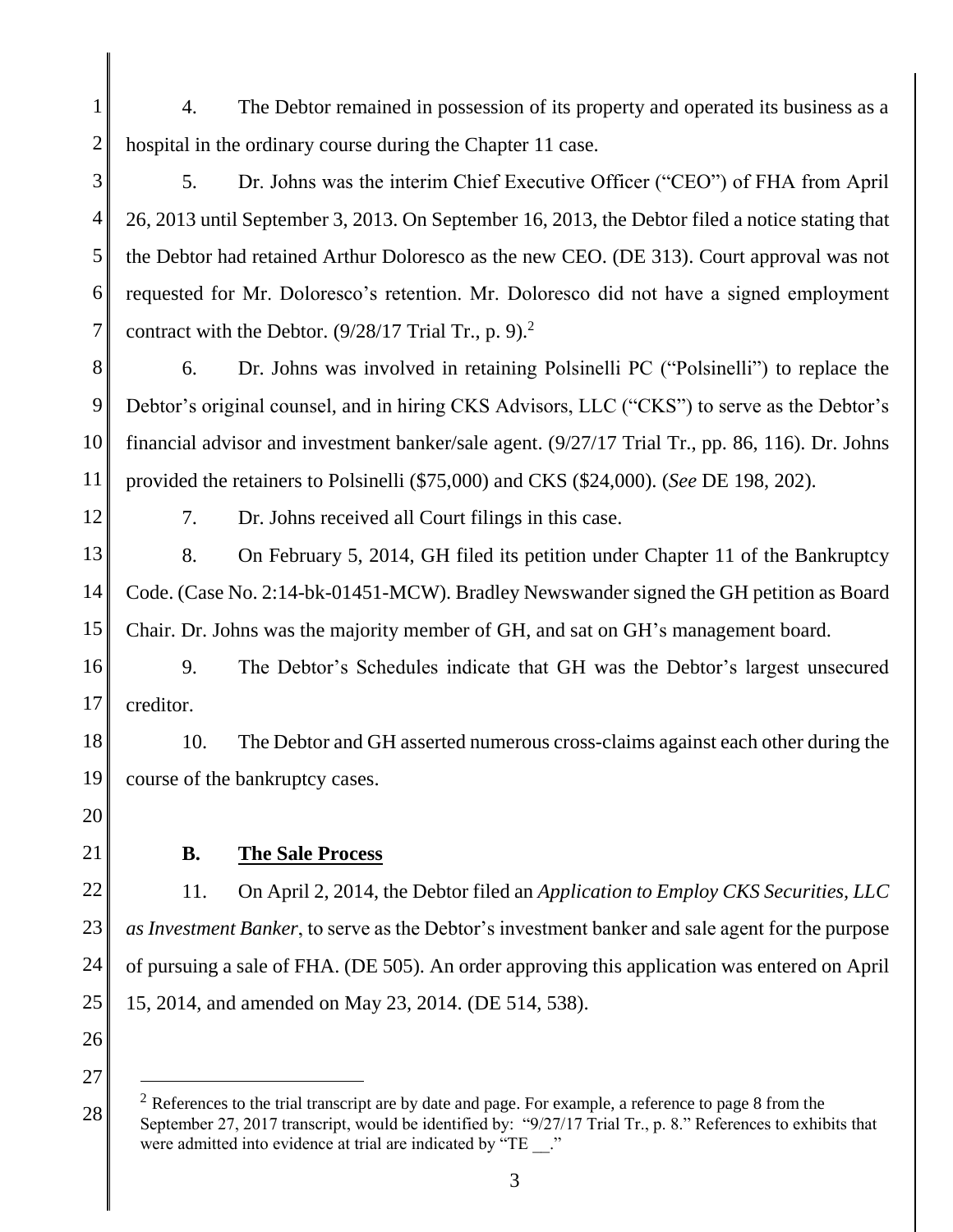4. The Debtor remained in possession of its property and operated its business as a hospital in the ordinary course during the Chapter 11 case.

5. Dr. Johns was the interim Chief Executive Officer ("CEO") of FHA from April 26, 2013 until September 3, 2013. On September 16, 2013, the Debtor filed a notice stating that the Debtor had retained Arthur Doloresco as the new CEO. (DE 313). Court approval was not requested for Mr. Doloresco's retention. Mr. Doloresco did not have a signed employment contract with the Debtor. (9/28/17 Trial Tr., p. 9).[2]

6. Dr. Johns was involved in retaining Polsinelli PC ("Polsinelli") to replace the Debtor's original counsel, and in hiring CKS Advisors, LLC ("CKS") to serve as the Debtor's financial advisor and investment banker/sale agent. (9/27/17 Trial Tr., pp. 86, 116). Dr. Johns provided the retainers to Polsinelli ($75,000) and CKS ($24,000). (*See* DE 198, 202).

7. Dr. Johns received all Court filings in this case.

8. On February 5, 2014, GH filed its petition under Chapter 11 of the Bankruptcy Code. (Case No. 2:14-bk-01451-MCW). Bradley Newswander signed the GH petition as Board Chair. Dr. Johns was the majority member of GH, and sat on GH's management board.

9. The Debtor's Schedules indicate that GH was the Debtor's largest unsecured creditor.

10. The Debtor and GH asserted numerous cross-claims against each other during the course of the bankruptcy cases.

### B. The Sale Process

11. On April 2, 2014, the Debtor filed an *Application to Employ CKS Securities, LLC as Investment Banker*, to serve as the Debtor's investment banker and sale agent for the purpose of pursuing a sale of FHA. (DE 505). An order approving this application was entered on April 15, 2014, and amended on May 23, 2014. (DE 514, 538).

---

[2] References to the trial transcript are by date and page. For example, a reference to page 8 from the September 27, 2017 transcript, would be identified by: "9/27/17 Trial Tr., p. 8." References to exhibits that were admitted into evidence at trial are indicated by "TE __."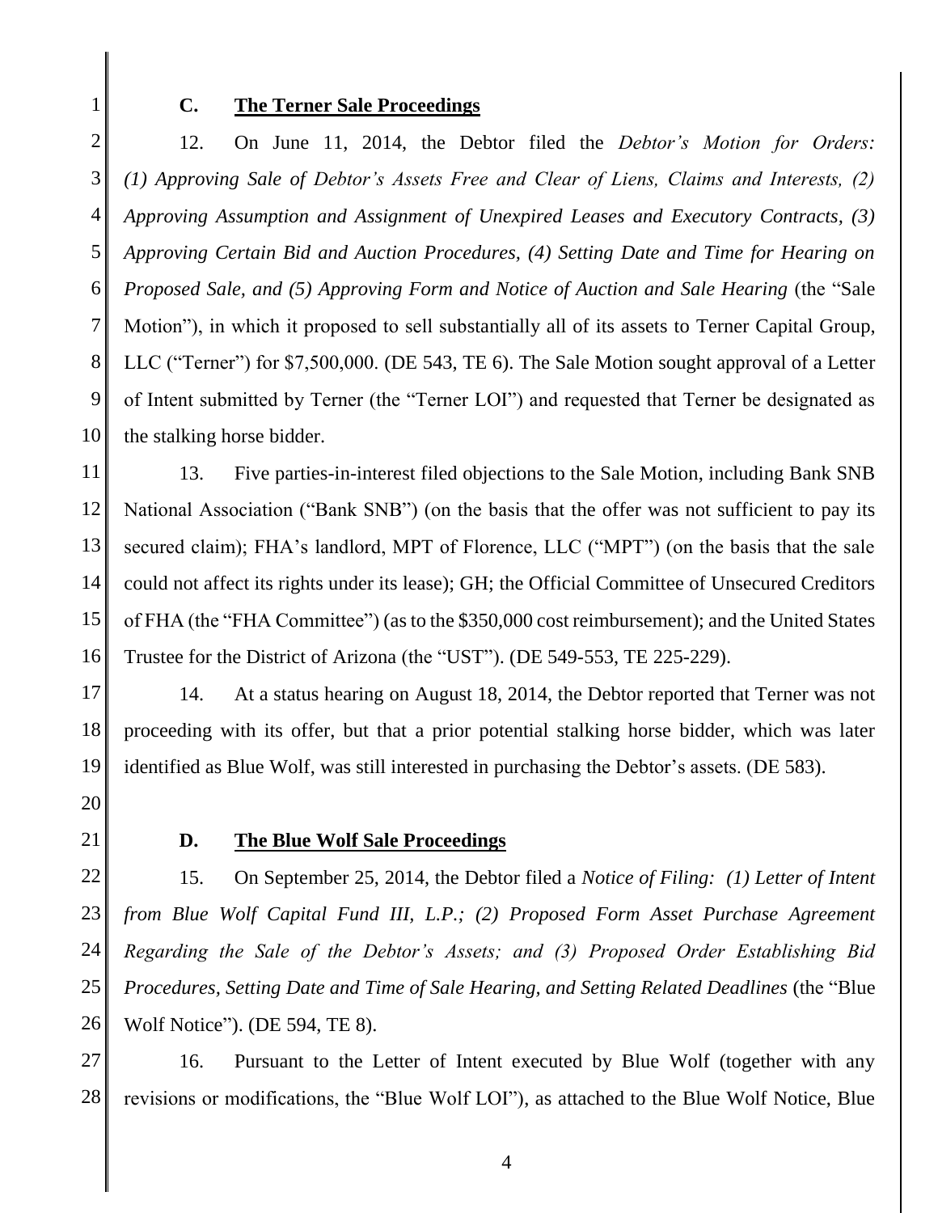### C. The Terner Sale Proceedings

12. On June 11, 2014, the Debtor filed the *Debtor's Motion for Orders: (1) Approving Sale of Debtor's Assets Free and Clear of Liens, Claims and Interests, (2) Approving Assumption and Assignment of Unexpired Leases and Executory Contracts, (3) Approving Certain Bid and Auction Procedures, (4) Setting Date and Time for Hearing on Proposed Sale, and (5) Approving Form and Notice of Auction and Sale Hearing* (the "Sale Motion"), in which it proposed to sell substantially all of its assets to Terner Capital Group, LLC ("Terner") for $7,500,000. (DE 543, TE 6). The Sale Motion sought approval of a Letter of Intent submitted by Terner (the "Terner LOI") and requested that Terner be designated as the stalking horse bidder.

13. Five parties-in-interest filed objections to the Sale Motion, including Bank SNB National Association ("Bank SNB") (on the basis that the offer was not sufficient to pay its secured claim); FHA's landlord, MPT of Florence, LLC ("MPT") (on the basis that the sale could not affect its rights under its lease); GH; the Official Committee of Unsecured Creditors of FHA (the "FHA Committee") (as to the $350,000 cost reimbursement); and the United States Trustee for the District of Arizona (the "UST"). (DE 549-553, TE 225-229).

14. At a status hearing on August 18, 2014, the Debtor reported that Terner was not proceeding with its offer, but that a prior potential stalking horse bidder, which was later identified as Blue Wolf, was still interested in purchasing the Debtor's assets. (DE 583).

### D. The Blue Wolf Sale Proceedings

15. On September 25, 2014, the Debtor filed a *Notice of Filing: (1) Letter of Intent from Blue Wolf Capital Fund III, L.P.; (2) Proposed Form Asset Purchase Agreement Regarding the Sale of the Debtor's Assets; and (3) Proposed Order Establishing Bid Procedures, Setting Date and Time of Sale Hearing, and Setting Related Deadlines* (the "Blue Wolf Notice"). (DE 594, TE 8).

16. Pursuant to the Letter of Intent executed by Blue Wolf (together with any revisions or modifications, the "Blue Wolf LOI"), as attached to the Blue Wolf Notice, Blue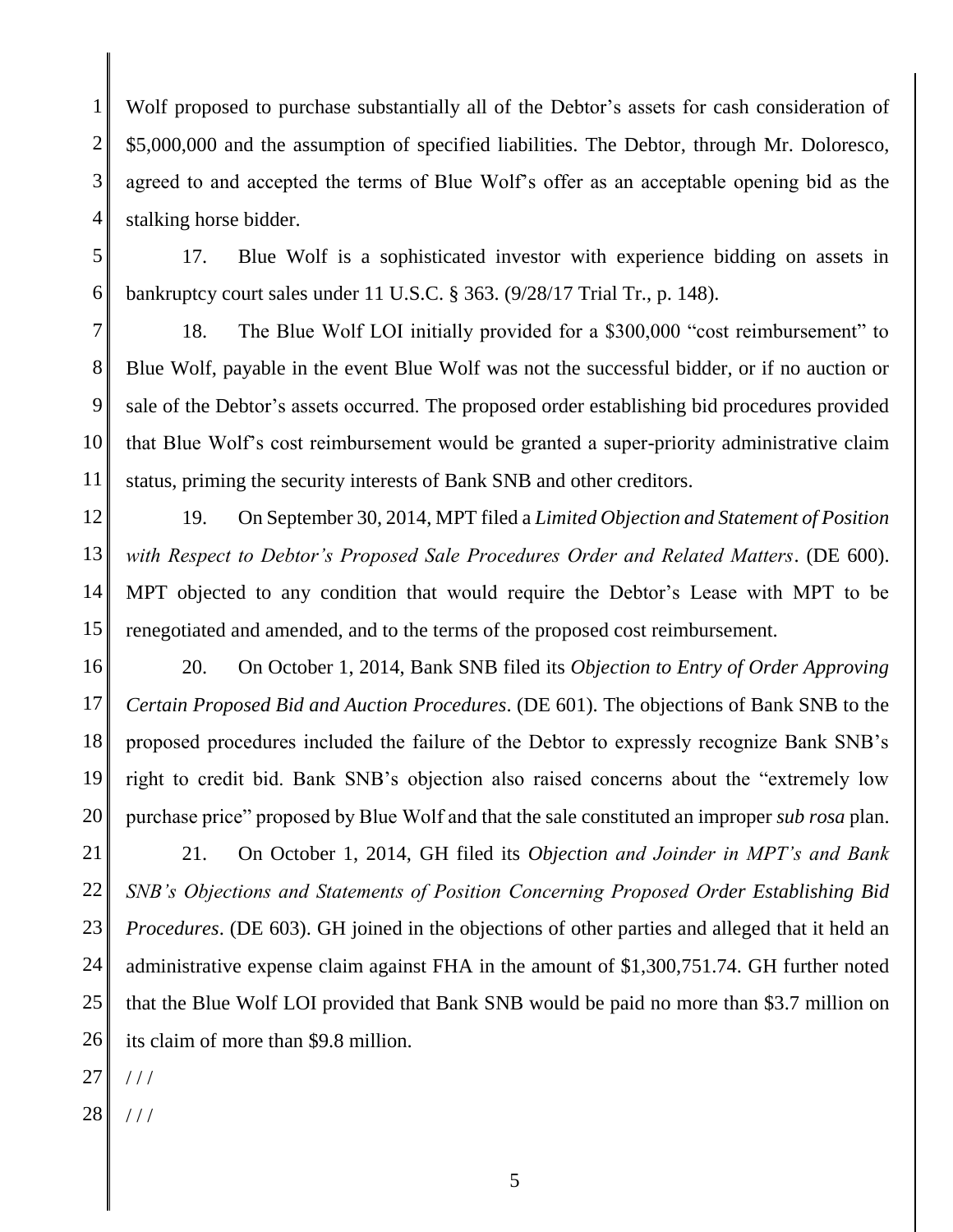Wolf proposed to purchase substantially all of the Debtor's assets for cash consideration of $5,000,000 and the assumption of specified liabilities. The Debtor, through Mr. Doloresco, agreed to and accepted the terms of Blue Wolf's offer as an acceptable opening bid as the stalking horse bidder.

17. Blue Wolf is a sophisticated investor with experience bidding on assets in bankruptcy court sales under 11 U.S.C. § 363. (9/28/17 Trial Tr., p. 148).

18. The Blue Wolf LOI initially provided for a $300,000 "cost reimbursement" to Blue Wolf, payable in the event Blue Wolf was not the successful bidder, or if no auction or sale of the Debtor's assets occurred. The proposed order establishing bid procedures provided that Blue Wolf's cost reimbursement would be granted a super-priority administrative claim status, priming the security interests of Bank SNB and other creditors.

19. On September 30, 2014, MPT filed a *Limited Objection and Statement of Position with Respect to Debtor's Proposed Sale Procedures Order and Related Matters*. (DE 600). MPT objected to any condition that would require the Debtor's Lease with MPT to be renegotiated and amended, and to the terms of the proposed cost reimbursement.

20. On October 1, 2014, Bank SNB filed its *Objection to Entry of Order Approving Certain Proposed Bid and Auction Procedures*. (DE 601). The objections of Bank SNB to the proposed procedures included the failure of the Debtor to expressly recognize Bank SNB's right to credit bid. Bank SNB's objection also raised concerns about the "extremely low purchase price" proposed by Blue Wolf and that the sale constituted an improper *sub rosa* plan.

21. On October 1, 2014, GH filed its *Objection and Joinder in MPT's and Bank SNB's Objections and Statements of Position Concerning Proposed Order Establishing Bid Procedures*. (DE 603). GH joined in the objections of other parties and alleged that it held an administrative expense claim against FHA in the amount of $1,300,751.74. GH further noted that the Blue Wolf LOI provided that Bank SNB would be paid no more than $3.7 million on its claim of more than $9.8 million.

/ / /

/ / /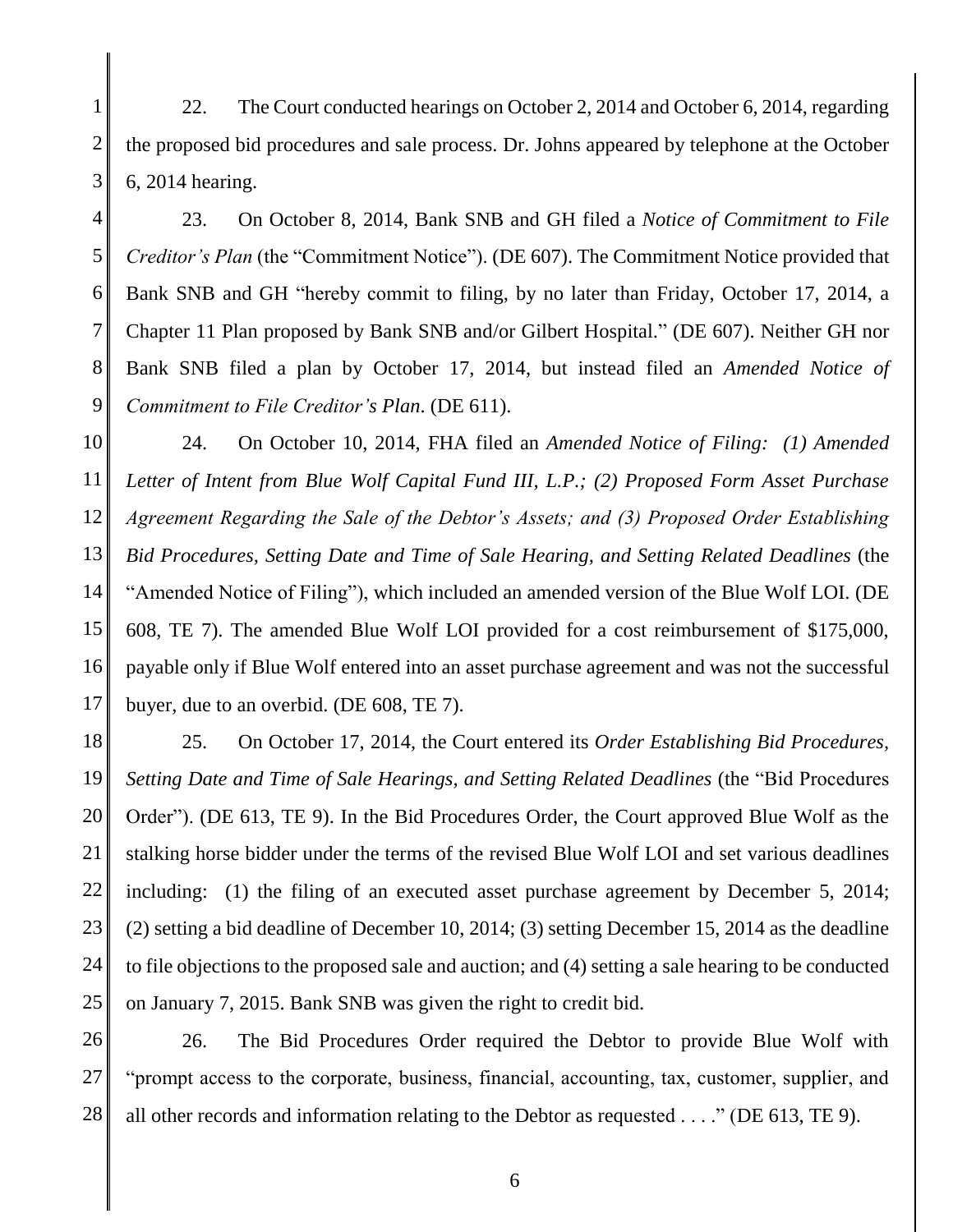22. The Court conducted hearings on October 2, 2014 and October 6, 2014, regarding the proposed bid procedures and sale process. Dr. Johns appeared by telephone at the October 6, 2014 hearing.

23. On October 8, 2014, Bank SNB and GH filed a *Notice of Commitment to File Creditor's Plan* (the "Commitment Notice"). (DE 607). The Commitment Notice provided that Bank SNB and GH "hereby commit to filing, by no later than Friday, October 17, 2014, a Chapter 11 Plan proposed by Bank SNB and/or Gilbert Hospital." (DE 607). Neither GH nor Bank SNB filed a plan by October 17, 2014, but instead filed an *Amended Notice of Commitment to File Creditor's Plan*. (DE 611).

24. On October 10, 2014, FHA filed an *Amended Notice of Filing: (1) Amended Letter of Intent from Blue Wolf Capital Fund III, L.P.; (2) Proposed Form Asset Purchase Agreement Regarding the Sale of the Debtor's Assets; and (3) Proposed Order Establishing Bid Procedures, Setting Date and Time of Sale Hearing, and Setting Related Deadlines* (the "Amended Notice of Filing"), which included an amended version of the Blue Wolf LOI. (DE 608, TE 7). The amended Blue Wolf LOI provided for a cost reimbursement of $175,000, payable only if Blue Wolf entered into an asset purchase agreement and was not the successful buyer, due to an overbid. (DE 608, TE 7).

25. On October 17, 2014, the Court entered its *Order Establishing Bid Procedures, Setting Date and Time of Sale Hearings, and Setting Related Deadlines* (the "Bid Procedures Order"). (DE 613, TE 9). In the Bid Procedures Order, the Court approved Blue Wolf as the stalking horse bidder under the terms of the revised Blue Wolf LOI and set various deadlines including: (1) the filing of an executed asset purchase agreement by December 5, 2014; (2) setting a bid deadline of December 10, 2014; (3) setting December 15, 2014 as the deadline to file objections to the proposed sale and auction; and (4) setting a sale hearing to be conducted on January 7, 2015. Bank SNB was given the right to credit bid.

26. The Bid Procedures Order required the Debtor to provide Blue Wolf with "prompt access to the corporate, business, financial, accounting, tax, customer, supplier, and all other records and information relating to the Debtor as requested . . . ." (DE 613, TE 9).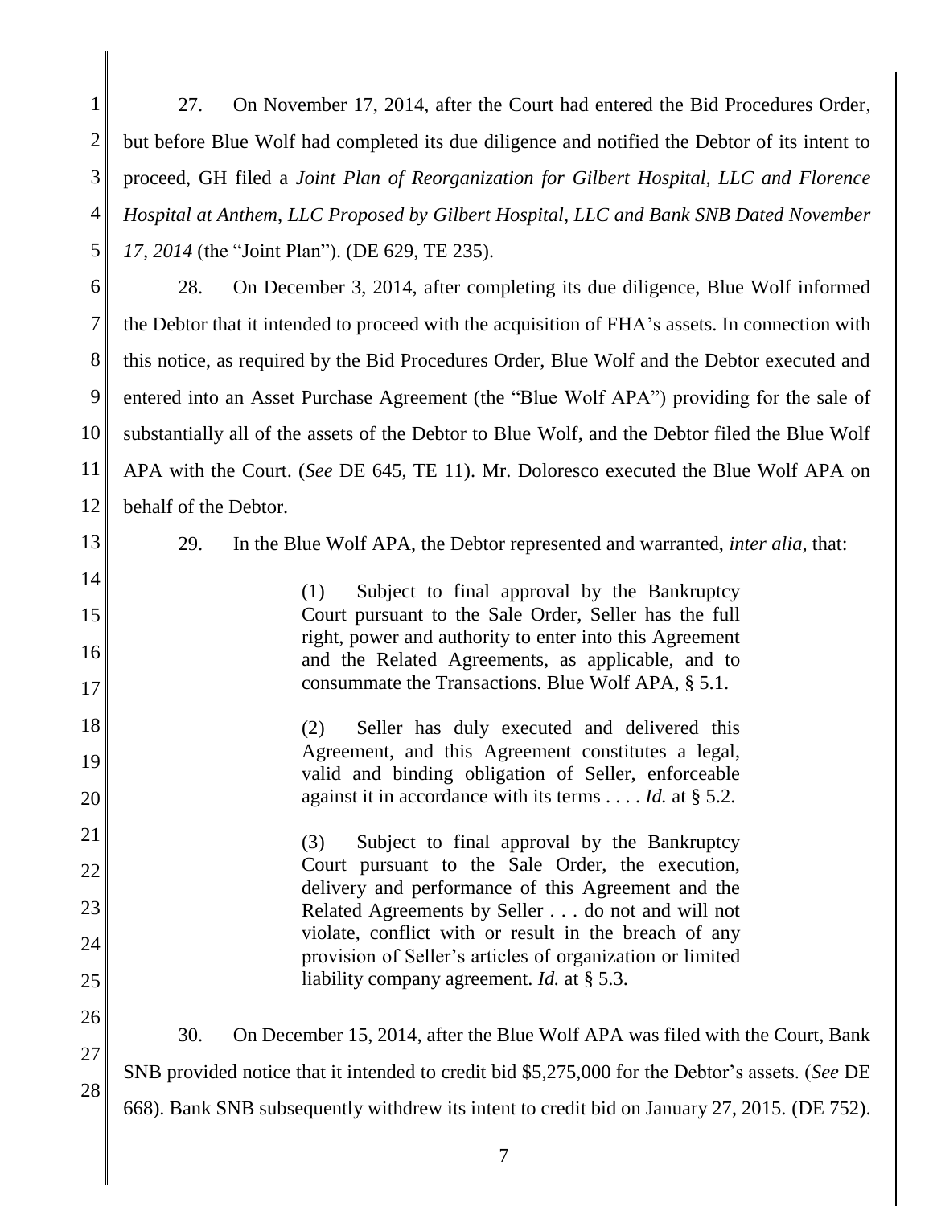27. On November 17, 2014, after the Court had entered the Bid Procedures Order, but before Blue Wolf had completed its due diligence and notified the Debtor of its intent to proceed, GH filed a *Joint Plan of Reorganization for Gilbert Hospital, LLC and Florence Hospital at Anthem, LLC Proposed by Gilbert Hospital, LLC and Bank SNB Dated November 17, 2014* (the "Joint Plan"). (DE 629, TE 235).

28. On December 3, 2014, after completing its due diligence, Blue Wolf informed the Debtor that it intended to proceed with the acquisition of FHA's assets. In connection with this notice, as required by the Bid Procedures Order, Blue Wolf and the Debtor executed and entered into an Asset Purchase Agreement (the "Blue Wolf APA") providing for the sale of substantially all of the assets of the Debtor to Blue Wolf, and the Debtor filed the Blue Wolf APA with the Court. (*See* DE 645, TE 11). Mr. Doloresco executed the Blue Wolf APA on behalf of the Debtor.

29. In the Blue Wolf APA, the Debtor represented and warranted, *inter alia*, that:

> (1) Subject to final approval by the Bankruptcy Court pursuant to the Sale Order, Seller has the full right, power and authority to enter into this Agreement and the Related Agreements, as applicable, and to consummate the Transactions. Blue Wolf APA, § 5.1.
>
> (2) Seller has duly executed and delivered this Agreement, and this Agreement constitutes a legal, valid and binding obligation of Seller, enforceable against it in accordance with its terms . . . . *Id.* at § 5.2.
>
> (3) Subject to final approval by the Bankruptcy Court pursuant to the Sale Order, the execution, delivery and performance of this Agreement and the Related Agreements by Seller . . . do not and will not violate, conflict with or result in the breach of any provision of Seller's articles of organization or limited liability company agreement. *Id.* at § 5.3.

30. On December 15, 2014, after the Blue Wolf APA was filed with the Court, Bank SNB provided notice that it intended to credit bid $5,275,000 for the Debtor's assets. (*See* DE 668). Bank SNB subsequently withdrew its intent to credit bid on January 27, 2015. (DE 752).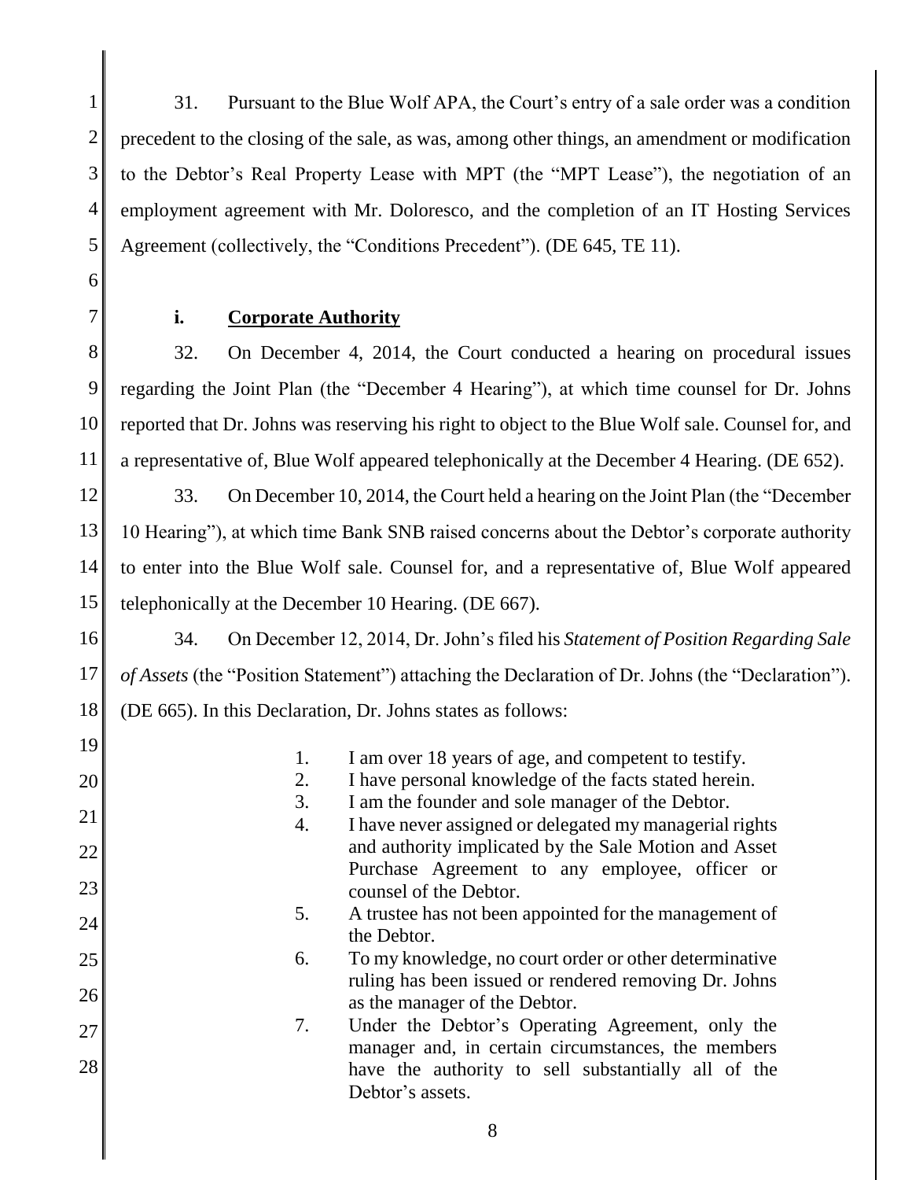31. Pursuant to the Blue Wolf APA, the Court's entry of a sale order was a condition precedent to the closing of the sale, as was, among other things, an amendment or modification to the Debtor's Real Property Lease with MPT (the "MPT Lease"), the negotiation of an employment agreement with Mr. Doloresco, and the completion of an IT Hosting Services Agreement (collectively, the "Conditions Precedent"). (DE 645, TE 11).

**i. <u>Corporate Authority</u>**

32. On December 4, 2014, the Court conducted a hearing on procedural issues regarding the Joint Plan (the "December 4 Hearing"), at which time counsel for Dr. Johns reported that Dr. Johns was reserving his right to object to the Blue Wolf sale. Counsel for, and a representative of, Blue Wolf appeared telephonically at the December 4 Hearing. (DE 652).

33. On December 10, 2014, the Court held a hearing on the Joint Plan (the "December 10 Hearing"), at which time Bank SNB raised concerns about the Debtor's corporate authority to enter into the Blue Wolf sale. Counsel for, and a representative of, Blue Wolf appeared telephonically at the December 10 Hearing. (DE 667).

34. On December 12, 2014, Dr. John's filed his *Statement of Position Regarding Sale of Assets* (the "Position Statement") attaching the Declaration of Dr. Johns (the "Declaration"). (DE 665). In this Declaration, Dr. Johns states as follows:

> 1. I am over 18 years of age, and competent to testify.
> 2. I have personal knowledge of the facts stated herein.
> 3. I am the founder and sole manager of the Debtor.
> 4. I have never assigned or delegated my managerial rights and authority implicated by the Sale Motion and Asset Purchase Agreement to any employee, officer or counsel of the Debtor.
> 5. A trustee has not been appointed for the management of the Debtor.
> 6. To my knowledge, no court order or other determinative ruling has been issued or rendered removing Dr. Johns as the manager of the Debtor.
> 7. Under the Debtor's Operating Agreement, only the manager and, in certain circumstances, the members have the authority to sell substantially all of the Debtor's assets.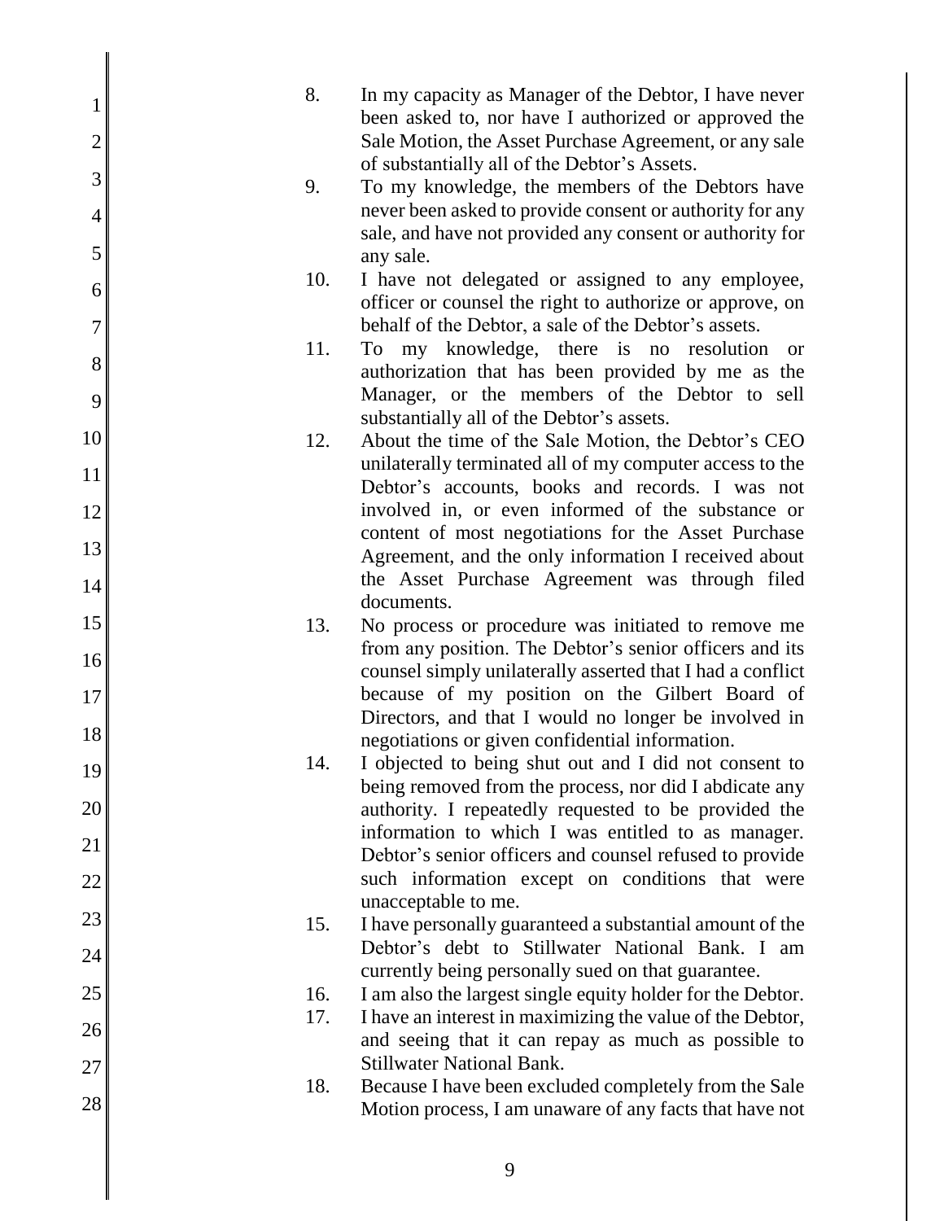8. In my capacity as Manager of the Debtor, I have never been asked to, nor have I authorized or approved the Sale Motion, the Asset Purchase Agreement, or any sale of substantially all of the Debtor's Assets.

9. To my knowledge, the members of the Debtors have never been asked to provide consent or authority for any sale, and have not provided any consent or authority for any sale.

10. I have not delegated or assigned to any employee, officer or counsel the right to authorize or approve, on behalf of the Debtor, a sale of the Debtor's assets.

11. To my knowledge, there is no resolution or authorization that has been provided by me as the Manager, or the members of the Debtor to sell substantially all of the Debtor's assets.

12. About the time of the Sale Motion, the Debtor's CEO unilaterally terminated all of my computer access to the Debtor's accounts, books and records. I was not involved in, or even informed of the substance or content of most negotiations for the Asset Purchase Agreement, and the only information I received about the Asset Purchase Agreement was through filed documents.

13. No process or procedure was initiated to remove me from any position. The Debtor's senior officers and its counsel simply unilaterally asserted that I had a conflict because of my position on the Gilbert Board of Directors, and that I would no longer be involved in negotiations or given confidential information.

14. I objected to being shut out and I did not consent to being removed from the process, nor did I abdicate any authority. I repeatedly requested to be provided the information to which I was entitled to as manager. Debtor's senior officers and counsel refused to provide such information except on conditions that were unacceptable to me.

15. I have personally guaranteed a substantial amount of the Debtor's debt to Stillwater National Bank. I am currently being personally sued on that guarantee.

16. I am also the largest single equity holder for the Debtor.

17. I have an interest in maximizing the value of the Debtor, and seeing that it can repay as much as possible to Stillwater National Bank.

18. Because I have been excluded completely from the Sale Motion process, I am unaware of any facts that have not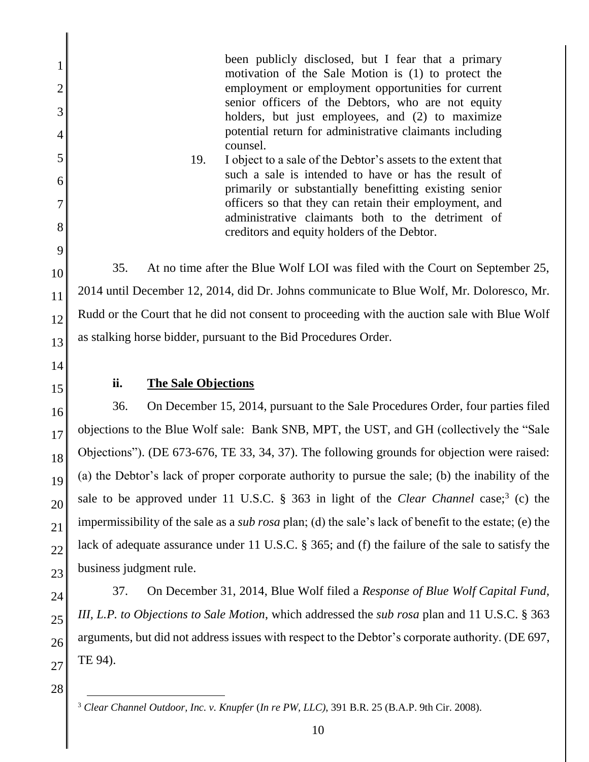> been publicly disclosed, but I fear that a primary motivation of the Sale Motion is (1) to protect the employment or employment opportunities for current senior officers of the Debtors, who are not equity holders, but just employees, and (2) to maximize potential return for administrative claimants including counsel.
>
> 19. I object to a sale of the Debtor's assets to the extent that such a sale is intended to have or has the result of primarily or substantially benefitting existing senior officers so that they can retain their employment, and administrative claimants both to the detriment of creditors and equity holders of the Debtor.

35. At no time after the Blue Wolf LOI was filed with the Court on September 25, 2014 until December 12, 2014, did Dr. Johns communicate to Blue Wolf, Mr. Doloresco, Mr. Rudd or the Court that he did not consent to proceeding with the auction sale with Blue Wolf as stalking horse bidder, pursuant to the Bid Procedures Order.

### ii. <u>The Sale Objections</u>

36. On December 15, 2014, pursuant to the Sale Procedures Order, four parties filed objections to the Blue Wolf sale: Bank SNB, MPT, the UST, and GH (collectively the "Sale Objections"). (DE 673-676, TE 33, 34, 37). The following grounds for objection were raised: (a) the Debtor's lack of proper corporate authority to pursue the sale; (b) the inability of the sale to be approved under 11 U.S.C. § 363 in light of the *Clear Channel* case;[3] (c) the impermissibility of the sale as a *sub rosa* plan; (d) the sale's lack of benefit to the estate; (e) the lack of adequate assurance under 11 U.S.C. § 365; and (f) the failure of the sale to satisfy the business judgment rule.

37. On December 31, 2014, Blue Wolf filed a *Response of Blue Wolf Capital Fund, III, L.P. to Objections to Sale Motion*, which addressed the *sub rosa* plan and 11 U.S.C. § 363 arguments, but did not address issues with respect to the Debtor's corporate authority. (DE 697, TE 94).

---

[3] *Clear Channel Outdoor, Inc. v. Knupfer* (*In re PW, LLC*), 391 B.R. 25 (B.A.P. 9th Cir. 2008).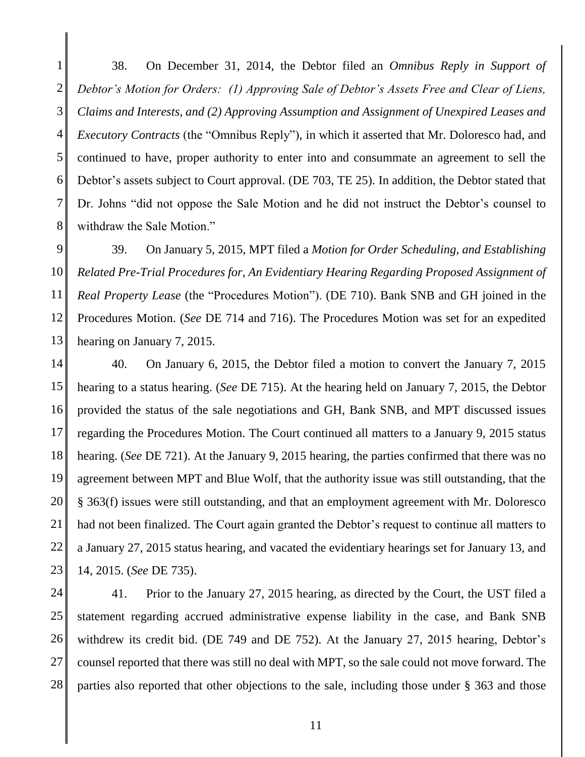38. On December 31, 2014, the Debtor filed an *Omnibus Reply in Support of Debtor's Motion for Orders: (1) Approving Sale of Debtor's Assets Free and Clear of Liens, Claims and Interests, and (2) Approving Assumption and Assignment of Unexpired Leases and Executory Contracts* (the "Omnibus Reply"), in which it asserted that Mr. Doloresco had, and continued to have, proper authority to enter into and consummate an agreement to sell the Debtor's assets subject to Court approval. (DE 703, TE 25). In addition, the Debtor stated that Dr. Johns "did not oppose the Sale Motion and he did not instruct the Debtor's counsel to withdraw the Sale Motion."

39. On January 5, 2015, MPT filed a *Motion for Order Scheduling, and Establishing Related Pre-Trial Procedures for, An Evidentiary Hearing Regarding Proposed Assignment of Real Property Lease* (the "Procedures Motion"). (DE 710). Bank SNB and GH joined in the Procedures Motion. (*See* DE 714 and 716). The Procedures Motion was set for an expedited hearing on January 7, 2015.

40. On January 6, 2015, the Debtor filed a motion to convert the January 7, 2015 hearing to a status hearing. (*See* DE 715). At the hearing held on January 7, 2015, the Debtor provided the status of the sale negotiations and GH, Bank SNB, and MPT discussed issues regarding the Procedures Motion. The Court continued all matters to a January 9, 2015 status hearing. (*See* DE 721). At the January 9, 2015 hearing, the parties confirmed that there was no agreement between MPT and Blue Wolf, that the authority issue was still outstanding, that the § 363(f) issues were still outstanding, and that an employment agreement with Mr. Doloresco had not been finalized. The Court again granted the Debtor's request to continue all matters to a January 27, 2015 status hearing, and vacated the evidentiary hearings set for January 13, and 14, 2015. (*See* DE 735).

41. Prior to the January 27, 2015 hearing, as directed by the Court, the UST filed a statement regarding accrued administrative expense liability in the case, and Bank SNB withdrew its credit bid. (DE 749 and DE 752). At the January 27, 2015 hearing, Debtor's counsel reported that there was still no deal with MPT, so the sale could not move forward. The parties also reported that other objections to the sale, including those under § 363 and those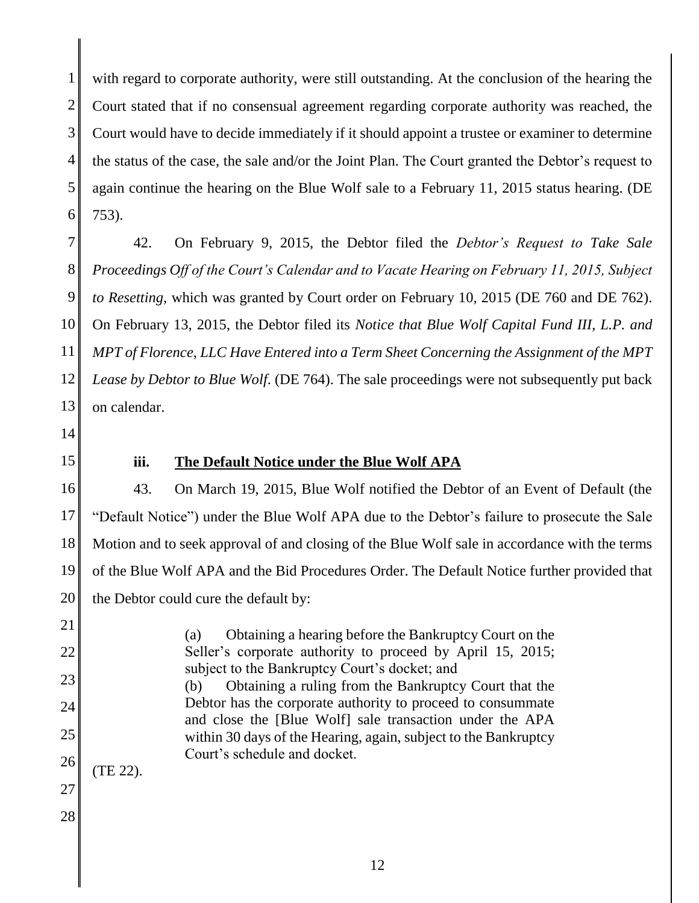with regard to corporate authority, were still outstanding. At the conclusion of the hearing the Court stated that if no consensual agreement regarding corporate authority was reached, the Court would have to decide immediately if it should appoint a trustee or examiner to determine the status of the case, the sale and/or the Joint Plan. The Court granted the Debtor's request to again continue the hearing on the Blue Wolf sale to a February 11, 2015 status hearing. (DE 753).

42. On February 9, 2015, the Debtor filed the *Debtor's Request to Take Sale Proceedings Off of the Court's Calendar and to Vacate Hearing on February 11, 2015, Subject to Resetting*, which was granted by Court order on February 10, 2015 (DE 760 and DE 762). On February 13, 2015, the Debtor filed its *Notice that Blue Wolf Capital Fund III, L.P. and MPT of Florence, LLC Have Entered into a Term Sheet Concerning the Assignment of the MPT Lease by Debtor to Blue Wolf*. (DE 764). The sale proceedings were not subsequently put back on calendar.

### **iii. <u>The Default Notice under the Blue Wolf APA</u>**

43. On March 19, 2015, Blue Wolf notified the Debtor of an Event of Default (the "Default Notice") under the Blue Wolf APA due to the Debtor's failure to prosecute the Sale Motion and to seek approval of and closing of the Blue Wolf sale in accordance with the terms of the Blue Wolf APA and the Bid Procedures Order. The Default Notice further provided that the Debtor could cure the default by:

> (a) Obtaining a hearing before the Bankruptcy Court on the Seller's corporate authority to proceed by April 15, 2015; subject to the Bankruptcy Court's docket; and
> (b) Obtaining a ruling from the Bankruptcy Court that the Debtor has the corporate authority to proceed to consummate and close the [Blue Wolf] sale transaction under the APA within 30 days of the Hearing, again, subject to the Bankruptcy Court's schedule and docket.

(TE 22).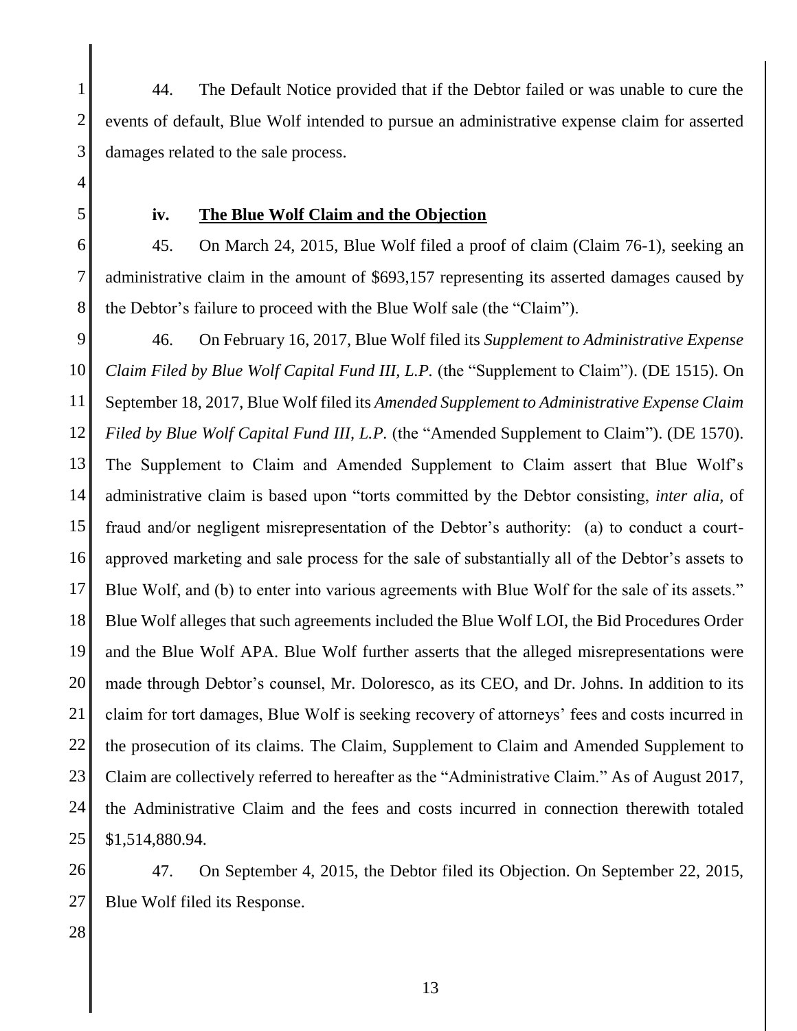44. The Default Notice provided that if the Debtor failed or was unable to cure the events of default, Blue Wolf intended to pursue an administrative expense claim for asserted damages related to the sale process.

### iv. **The Blue Wolf Claim and the Objection**

45. On March 24, 2015, Blue Wolf filed a proof of claim (Claim 76-1), seeking an administrative claim in the amount of $693,157 representing its asserted damages caused by the Debtor's failure to proceed with the Blue Wolf sale (the "Claim").

46. On February 16, 2017, Blue Wolf filed its *Supplement to Administrative Expense Claim Filed by Blue Wolf Capital Fund III, L.P.* (the "Supplement to Claim"). (DE 1515). On September 18, 2017, Blue Wolf filed its *Amended Supplement to Administrative Expense Claim Filed by Blue Wolf Capital Fund III, L.P.* (the "Amended Supplement to Claim"). (DE 1570). The Supplement to Claim and Amended Supplement to Claim assert that Blue Wolf's administrative claim is based upon "torts committed by the Debtor consisting, *inter alia*, of fraud and/or negligent misrepresentation of the Debtor's authority: (a) to conduct a court-approved marketing and sale process for the sale of substantially all of the Debtor's assets to Blue Wolf, and (b) to enter into various agreements with Blue Wolf for the sale of its assets." Blue Wolf alleges that such agreements included the Blue Wolf LOI, the Bid Procedures Order and the Blue Wolf APA. Blue Wolf further asserts that the alleged misrepresentations were made through Debtor's counsel, Mr. Doloresco, as its CEO, and Dr. Johns. In addition to its claim for tort damages, Blue Wolf is seeking recovery of attorneys' fees and costs incurred in the prosecution of its claims. The Claim, Supplement to Claim and Amended Supplement to Claim are collectively referred to hereafter as the "Administrative Claim." As of August 2017, the Administrative Claim and the fees and costs incurred in connection therewith totaled $1,514,880.94.

47. On September 4, 2015, the Debtor filed its Objection. On September 22, 2015, Blue Wolf filed its Response.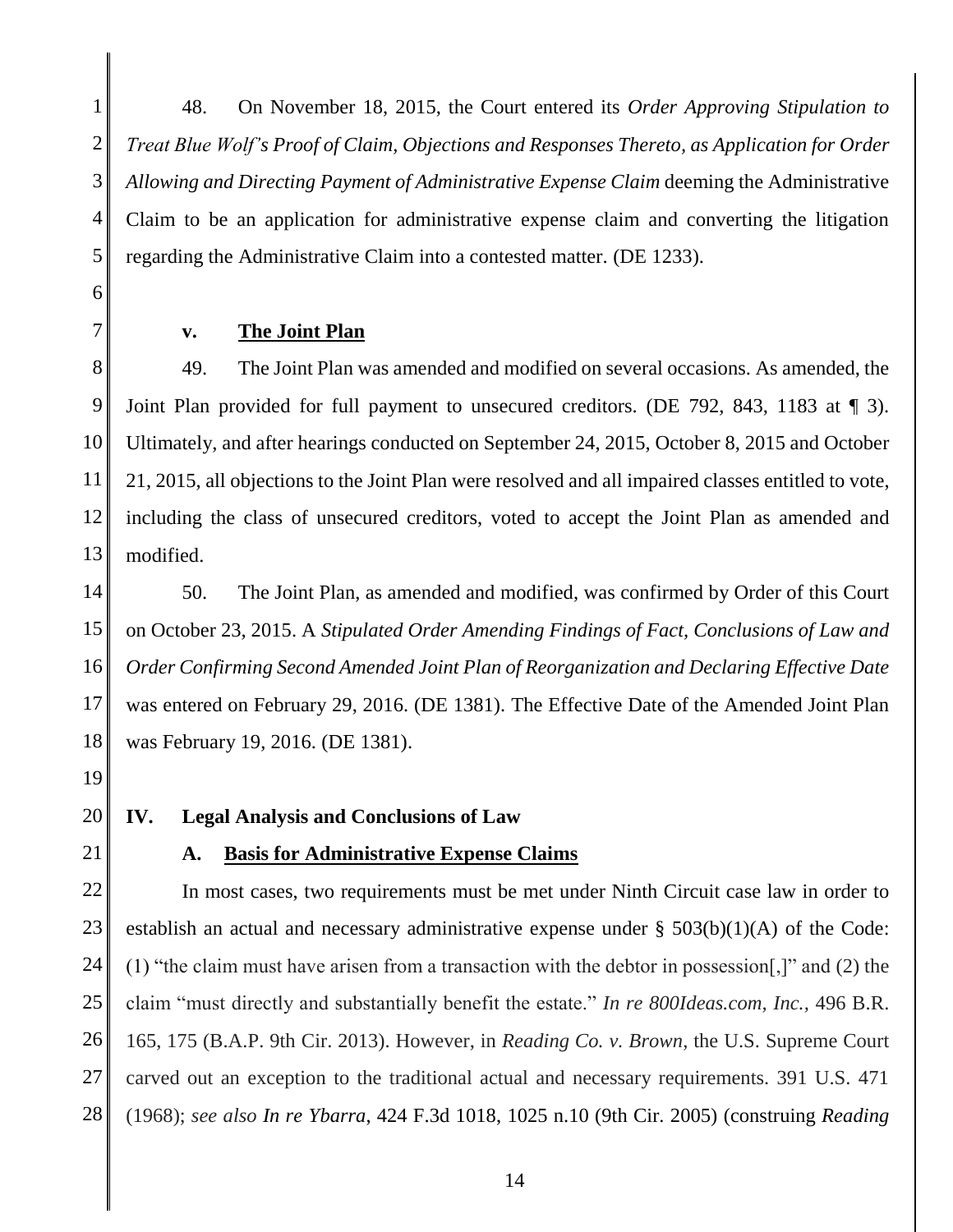48. On November 18, 2015, the Court entered its *Order Approving Stipulation to Treat Blue Wolf's Proof of Claim, Objections and Responses Thereto, as Application for Order Allowing and Directing Payment of Administrative Expense Claim* deeming the Administrative Claim to be an application for administrative expense claim and converting the litigation regarding the Administrative Claim into a contested matter. (DE 1233).

### v. <u>The Joint Plan</u>

49. The Joint Plan was amended and modified on several occasions. As amended, the Joint Plan provided for full payment to unsecured creditors. (DE 792, 843, 1183 at ¶ 3). Ultimately, and after hearings conducted on September 24, 2015, October 8, 2015 and October 21, 2015, all objections to the Joint Plan were resolved and all impaired classes entitled to vote, including the class of unsecured creditors, voted to accept the Joint Plan as amended and modified.

50. The Joint Plan, as amended and modified, was confirmed by Order of this Court on October 23, 2015. A *Stipulated Order Amending Findings of Fact, Conclusions of Law and Order Confirming Second Amended Joint Plan of Reorganization and Declaring Effective Date* was entered on February 29, 2016. (DE 1381). The Effective Date of the Amended Joint Plan was February 19, 2016. (DE 1381).

## IV. Legal Analysis and Conclusions of Law

### A. <u>Basis for Administrative Expense Claims</u>

In most cases, two requirements must be met under Ninth Circuit case law in order to establish an actual and necessary administrative expense under § 503(b)(1)(A) of the Code: (1) "the claim must have arisen from a transaction with the debtor in possession[,]" and (2) the claim "must directly and substantially benefit the estate." *In re 800Ideas.com, Inc.*, 496 B.R. 165, 175 (B.A.P. 9th Cir. 2013). However, in *Reading Co. v. Brown*, the U.S. Supreme Court carved out an exception to the traditional actual and necessary requirements. 391 U.S. 471 (1968); *see also In re Ybarra*, 424 F.3d 1018, 1025 n.10 (9th Cir. 2005) (construing *Reading*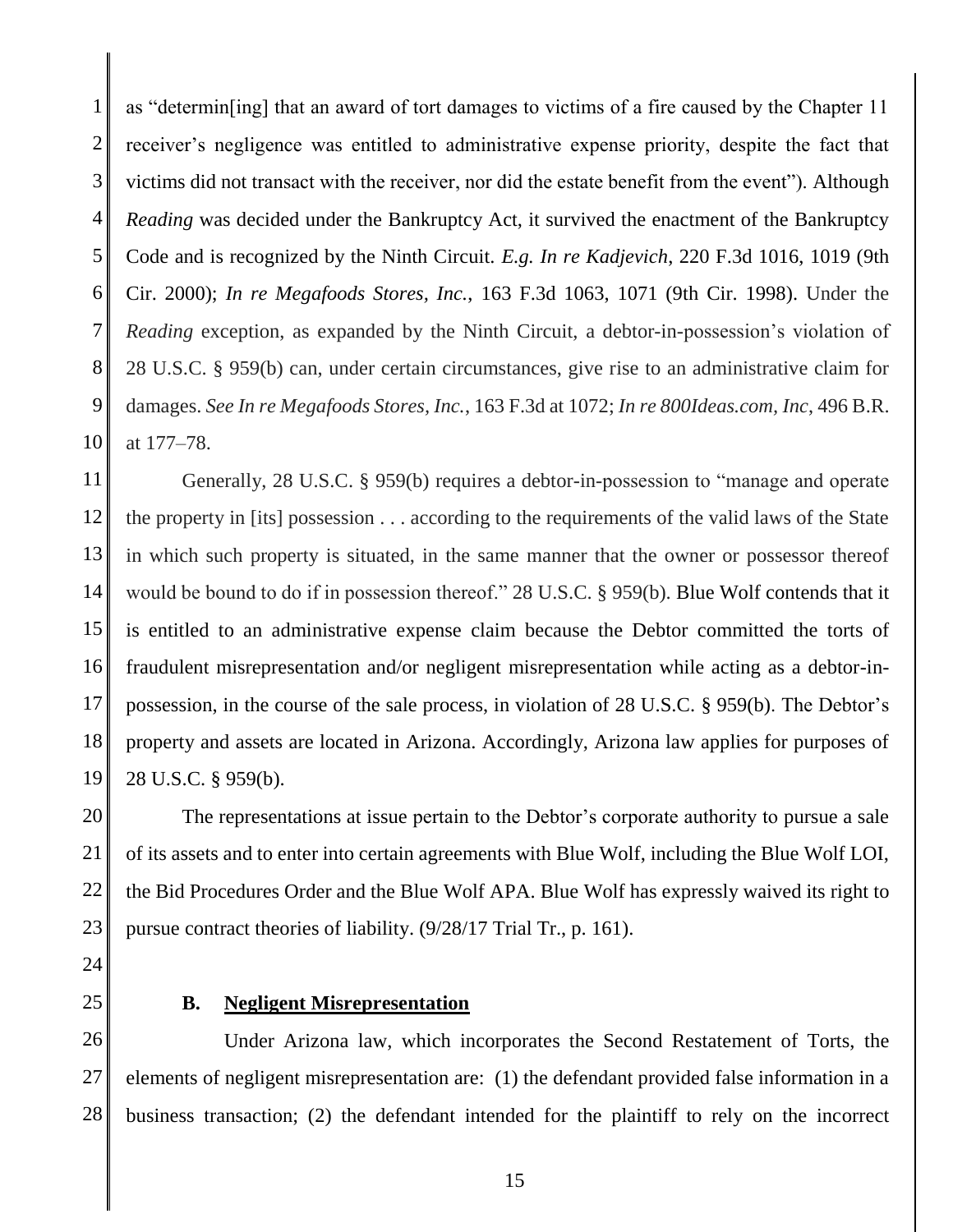as "determin[ing] that an award of tort damages to victims of a fire caused by the Chapter 11 receiver's negligence was entitled to administrative expense priority, despite the fact that victims did not transact with the receiver, nor did the estate benefit from the event"). Although *Reading* was decided under the Bankruptcy Act, it survived the enactment of the Bankruptcy Code and is recognized by the Ninth Circuit. *E.g. In re Kadjevich*, 220 F.3d 1016, 1019 (9th Cir. 2000); *In re Megafoods Stores, Inc.*, 163 F.3d 1063, 1071 (9th Cir. 1998). Under the *Reading* exception, as expanded by the Ninth Circuit, a debtor-in-possession's violation of 28 U.S.C. § 959(b) can, under certain circumstances, give rise to an administrative claim for damages. *See In re Megafoods Stores, Inc.*, 163 F.3d at 1072; *In re 800Ideas.com, Inc*, 496 B.R. at 177–78.

Generally, 28 U.S.C. § 959(b) requires a debtor-in-possession to "manage and operate the property in [its] possession . . . according to the requirements of the valid laws of the State in which such property is situated, in the same manner that the owner or possessor thereof would be bound to do if in possession thereof." 28 U.S.C. § 959(b). Blue Wolf contends that it is entitled to an administrative expense claim because the Debtor committed the torts of fraudulent misrepresentation and/or negligent misrepresentation while acting as a debtor-in-possession, in the course of the sale process, in violation of 28 U.S.C. § 959(b). The Debtor's property and assets are located in Arizona. Accordingly, Arizona law applies for purposes of 28 U.S.C. § 959(b).

The representations at issue pertain to the Debtor's corporate authority to pursue a sale of its assets and to enter into certain agreements with Blue Wolf, including the Blue Wolf LOI, the Bid Procedures Order and the Blue Wolf APA. Blue Wolf has expressly waived its right to pursue contract theories of liability. (9/28/17 Trial Tr., p. 161).

### B. Negligent Misrepresentation

Under Arizona law, which incorporates the Second Restatement of Torts, the elements of negligent misrepresentation are: (1) the defendant provided false information in a business transaction; (2) the defendant intended for the plaintiff to rely on the incorrect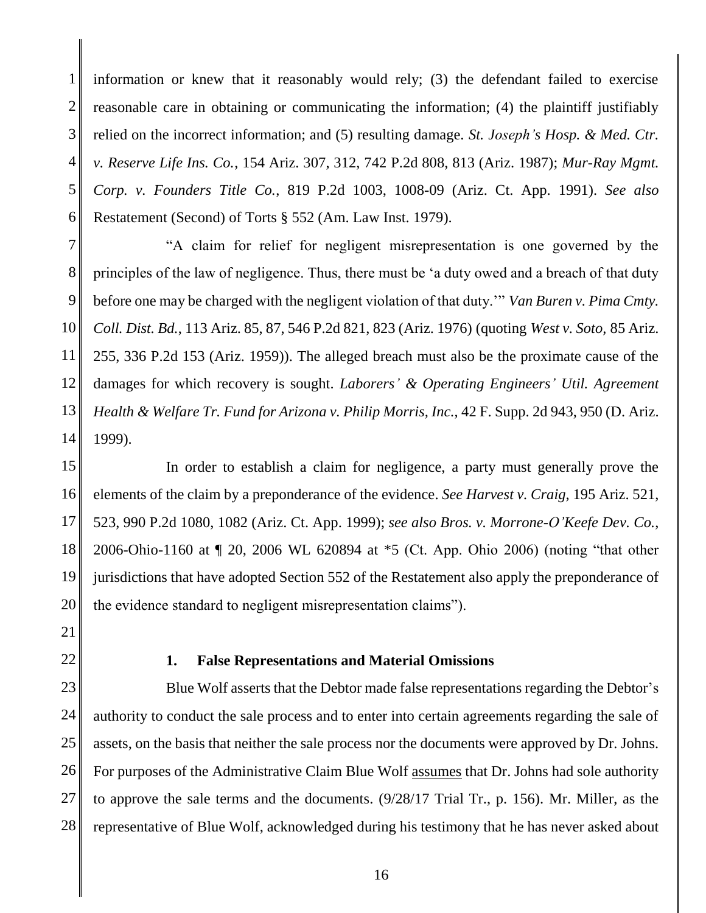information or knew that it reasonably would rely; (3) the defendant failed to exercise reasonable care in obtaining or communicating the information; (4) the plaintiff justifiably relied on the incorrect information; and (5) resulting damage. *St. Joseph's Hosp. & Med. Ctr. v. Reserve Life Ins. Co.*, 154 Ariz. 307, 312, 742 P.2d 808, 813 (Ariz. 1987); *Mur-Ray Mgmt. Corp. v. Founders Title Co.*, 819 P.2d 1003, 1008-09 (Ariz. Ct. App. 1991). *See also* Restatement (Second) of Torts § 552 (Am. Law Inst. 1979).

"A claim for relief for negligent misrepresentation is one governed by the principles of the law of negligence. Thus, there must be 'a duty owed and a breach of that duty before one may be charged with the negligent violation of that duty.'" *Van Buren v. Pima Cmty. Coll. Dist. Bd.*, 113 Ariz. 85, 87, 546 P.2d 821, 823 (Ariz. 1976) (quoting *West v. Soto,* 85 Ariz. 255, 336 P.2d 153 (Ariz. 1959)). The alleged breach must also be the proximate cause of the damages for which recovery is sought. *Laborers' & Operating Engineers' Util. Agreement Health & Welfare Tr. Fund for Arizona v. Philip Morris, Inc.*, 42 F. Supp. 2d 943, 950 (D. Ariz. 1999).

In order to establish a claim for negligence, a party must generally prove the elements of the claim by a preponderance of the evidence. *See Harvest v. Craig*, 195 Ariz. 521, 523, 990 P.2d 1080, 1082 (Ariz. Ct. App. 1999); *see also Bros. v. Morrone-O'Keefe Dev. Co.*, 2006-Ohio-1160 at ¶ 20, 2006 WL 620894 at *5 (Ct. App. Ohio 2006) (noting "that other jurisdictions that have adopted Section 552 of the Restatement also apply the preponderance of the evidence standard to negligent misrepresentation claims").

### 1. False Representations and Material Omissions

Blue Wolf asserts that the Debtor made false representations regarding the Debtor's authority to conduct the sale process and to enter into certain agreements regarding the sale of assets, on the basis that neither the sale process nor the documents were approved by Dr. Johns. For purposes of the Administrative Claim Blue Wolf assumes that Dr. Johns had sole authority to approve the sale terms and the documents. (9/28/17 Trial Tr., p. 156). Mr. Miller, as the representative of Blue Wolf, acknowledged during his testimony that he has never asked about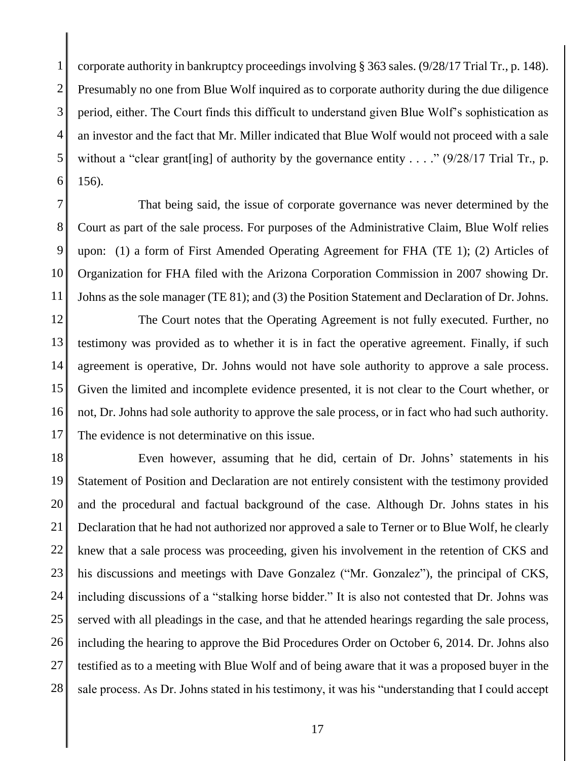corporate authority in bankruptcy proceedings involving § 363 sales. (9/28/17 Trial Tr., p. 148). Presumably no one from Blue Wolf inquired as to corporate authority during the due diligence period, either. The Court finds this difficult to understand given Blue Wolf's sophistication as an investor and the fact that Mr. Miller indicated that Blue Wolf would not proceed with a sale without a "clear grant[ing] of authority by the governance entity . . . ." (9/28/17 Trial Tr., p. 156).

That being said, the issue of corporate governance was never determined by the Court as part of the sale process. For purposes of the Administrative Claim, Blue Wolf relies upon: (1) a form of First Amended Operating Agreement for FHA (TE 1); (2) Articles of Organization for FHA filed with the Arizona Corporation Commission in 2007 showing Dr. Johns as the sole manager (TE 81); and (3) the Position Statement and Declaration of Dr. Johns.

The Court notes that the Operating Agreement is not fully executed. Further, no testimony was provided as to whether it is in fact the operative agreement. Finally, if such agreement is operative, Dr. Johns would not have sole authority to approve a sale process. Given the limited and incomplete evidence presented, it is not clear to the Court whether, or not, Dr. Johns had sole authority to approve the sale process, or in fact who had such authority. The evidence is not determinative on this issue.

Even however, assuming that he did, certain of Dr. Johns' statements in his Statement of Position and Declaration are not entirely consistent with the testimony provided and the procedural and factual background of the case. Although Dr. Johns states in his Declaration that he had not authorized nor approved a sale to Terner or to Blue Wolf, he clearly knew that a sale process was proceeding, given his involvement in the retention of CKS and his discussions and meetings with Dave Gonzalez ("Mr. Gonzalez"), the principal of CKS, including discussions of a "stalking horse bidder." It is also not contested that Dr. Johns was served with all pleadings in the case, and that he attended hearings regarding the sale process, including the hearing to approve the Bid Procedures Order on October 6, 2014. Dr. Johns also testified as to a meeting with Blue Wolf and of being aware that it was a proposed buyer in the sale process. As Dr. Johns stated in his testimony, it was his "understanding that I could accept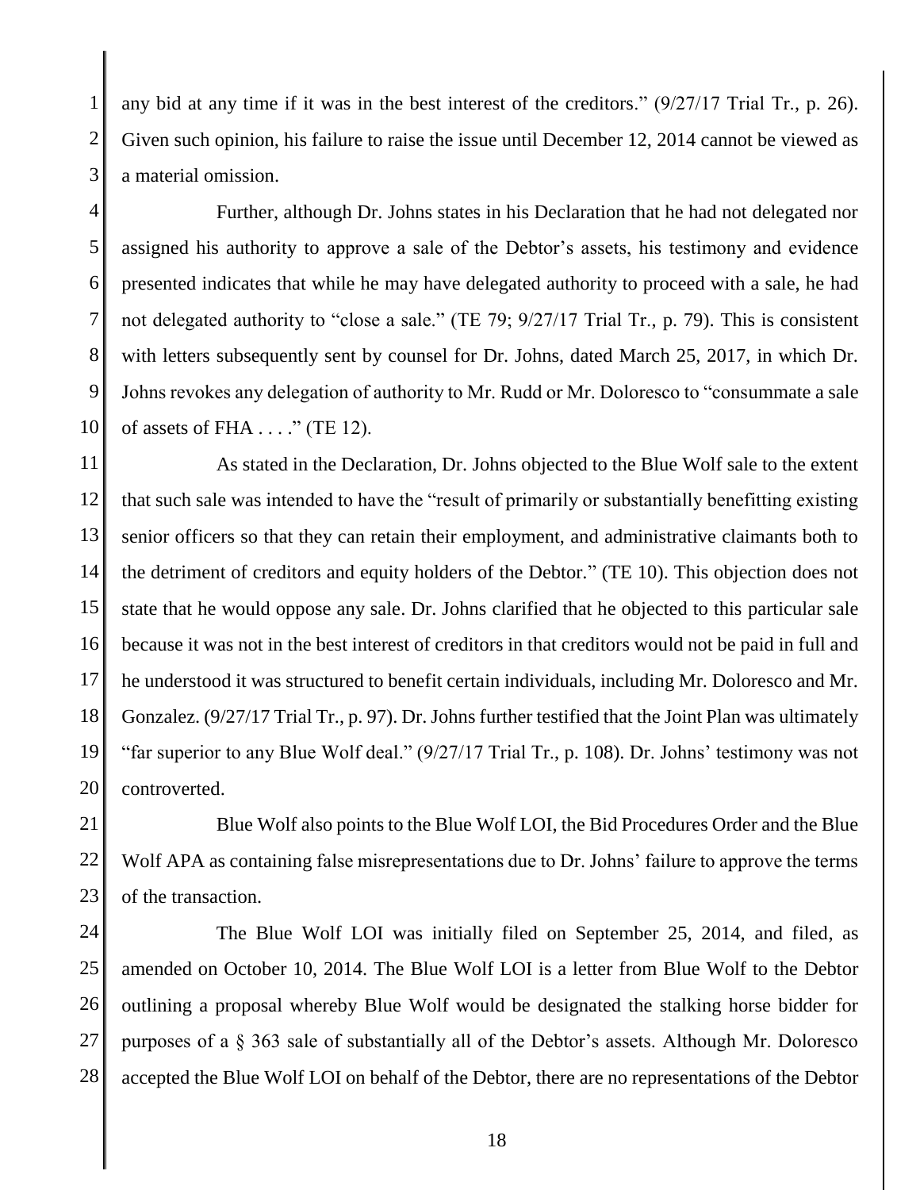any bid at any time if it was in the best interest of the creditors." (9/27/17 Trial Tr., p. 26). Given such opinion, his failure to raise the issue until December 12, 2014 cannot be viewed as a material omission.

Further, although Dr. Johns states in his Declaration that he had not delegated nor assigned his authority to approve a sale of the Debtor's assets, his testimony and evidence presented indicates that while he may have delegated authority to proceed with a sale, he had not delegated authority to "close a sale." (TE 79; 9/27/17 Trial Tr., p. 79). This is consistent with letters subsequently sent by counsel for Dr. Johns, dated March 25, 2017, in which Dr. Johns revokes any delegation of authority to Mr. Rudd or Mr. Doloresco to "consummate a sale of assets of FHA . . . ." (TE 12).

As stated in the Declaration, Dr. Johns objected to the Blue Wolf sale to the extent that such sale was intended to have the "result of primarily or substantially benefitting existing senior officers so that they can retain their employment, and administrative claimants both to the detriment of creditors and equity holders of the Debtor." (TE 10). This objection does not state that he would oppose any sale. Dr. Johns clarified that he objected to this particular sale because it was not in the best interest of creditors in that creditors would not be paid in full and he understood it was structured to benefit certain individuals, including Mr. Doloresco and Mr. Gonzalez. (9/27/17 Trial Tr., p. 97). Dr. Johns further testified that the Joint Plan was ultimately "far superior to any Blue Wolf deal." (9/27/17 Trial Tr., p. 108). Dr. Johns' testimony was not controverted.

Blue Wolf also points to the Blue Wolf LOI, the Bid Procedures Order and the Blue Wolf APA as containing false misrepresentations due to Dr. Johns' failure to approve the terms of the transaction.

The Blue Wolf LOI was initially filed on September 25, 2014, and filed, as amended on October 10, 2014. The Blue Wolf LOI is a letter from Blue Wolf to the Debtor outlining a proposal whereby Blue Wolf would be designated the stalking horse bidder for purposes of a § 363 sale of substantially all of the Debtor's assets. Although Mr. Doloresco accepted the Blue Wolf LOI on behalf of the Debtor, there are no representations of the Debtor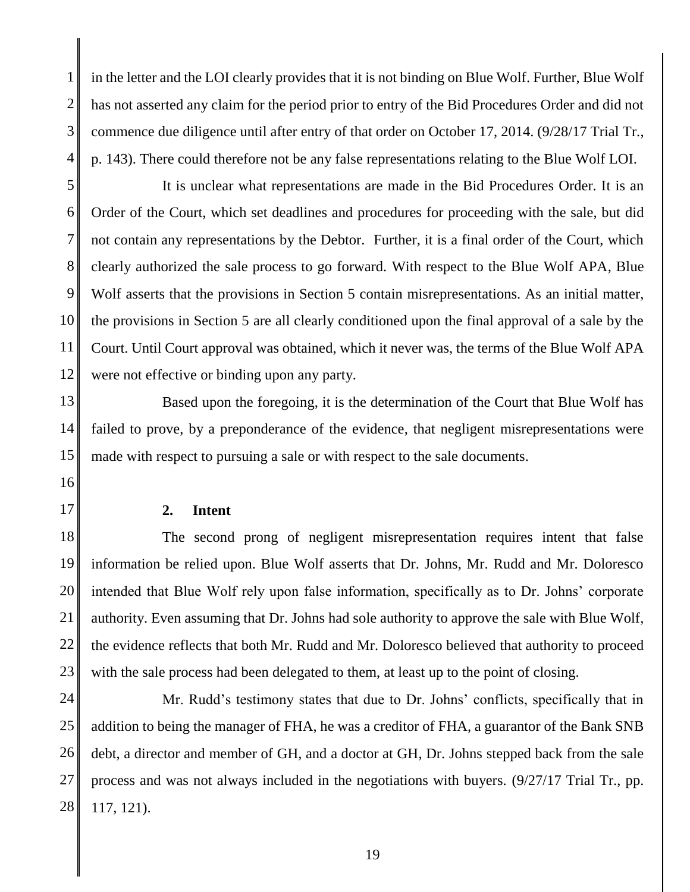in the letter and the LOI clearly provides that it is not binding on Blue Wolf. Further, Blue Wolf has not asserted any claim for the period prior to entry of the Bid Procedures Order and did not commence due diligence until after entry of that order on October 17, 2014. (9/28/17 Trial Tr., p. 143). There could therefore not be any false representations relating to the Blue Wolf LOI.

It is unclear what representations are made in the Bid Procedures Order. It is an Order of the Court, which set deadlines and procedures for proceeding with the sale, but did not contain any representations by the Debtor. Further, it is a final order of the Court, which clearly authorized the sale process to go forward. With respect to the Blue Wolf APA, Blue Wolf asserts that the provisions in Section 5 contain misrepresentations. As an initial matter, the provisions in Section 5 are all clearly conditioned upon the final approval of a sale by the Court. Until Court approval was obtained, which it never was, the terms of the Blue Wolf APA were not effective or binding upon any party.

Based upon the foregoing, it is the determination of the Court that Blue Wolf has failed to prove, by a preponderance of the evidence, that negligent misrepresentations were made with respect to pursuing a sale or with respect to the sale documents.

**2. Intent**

The second prong of negligent misrepresentation requires intent that false information be relied upon. Blue Wolf asserts that Dr. Johns, Mr. Rudd and Mr. Doloresco intended that Blue Wolf rely upon false information, specifically as to Dr. Johns' corporate authority. Even assuming that Dr. Johns had sole authority to approve the sale with Blue Wolf, the evidence reflects that both Mr. Rudd and Mr. Doloresco believed that authority to proceed with the sale process had been delegated to them, at least up to the point of closing.

Mr. Rudd's testimony states that due to Dr. Johns' conflicts, specifically that in addition to being the manager of FHA, he was a creditor of FHA, a guarantor of the Bank SNB debt, a director and member of GH, and a doctor at GH, Dr. Johns stepped back from the sale process and was not always included in the negotiations with buyers. (9/27/17 Trial Tr., pp. 117, 121).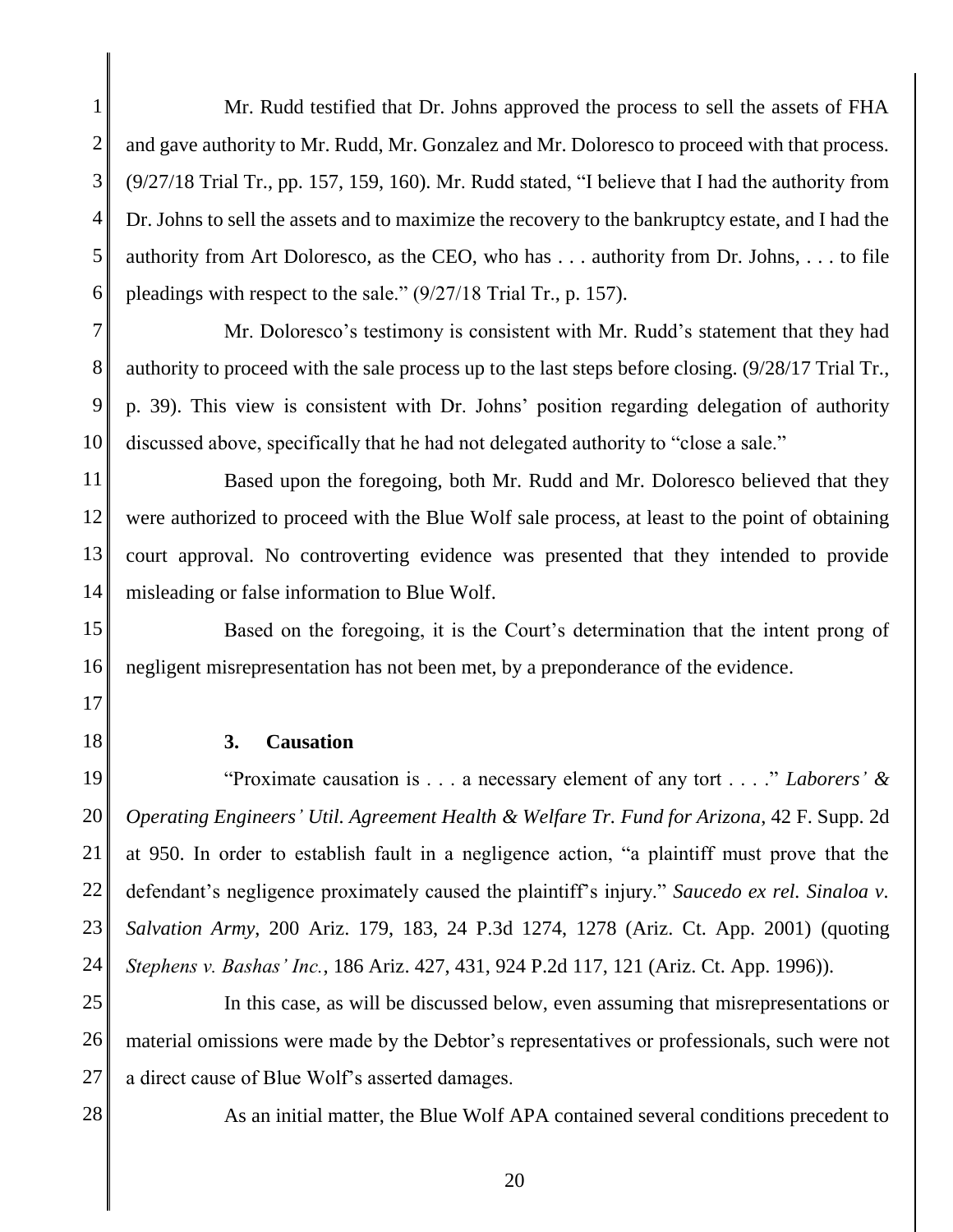Mr. Rudd testified that Dr. Johns approved the process to sell the assets of FHA and gave authority to Mr. Rudd, Mr. Gonzalez and Mr. Doloresco to proceed with that process. (9/27/18 Trial Tr., pp. 157, 159, 160). Mr. Rudd stated, "I believe that I had the authority from Dr. Johns to sell the assets and to maximize the recovery to the bankruptcy estate, and I had the authority from Art Doloresco, as the CEO, who has . . . authority from Dr. Johns, . . . to file pleadings with respect to the sale." (9/27/18 Trial Tr., p. 157).

Mr. Doloresco's testimony is consistent with Mr. Rudd's statement that they had authority to proceed with the sale process up to the last steps before closing. (9/28/17 Trial Tr., p. 39). This view is consistent with Dr. Johns' position regarding delegation of authority discussed above, specifically that he had not delegated authority to "close a sale."

Based upon the foregoing, both Mr. Rudd and Mr. Doloresco believed that they were authorized to proceed with the Blue Wolf sale process, at least to the point of obtaining court approval. No controverting evidence was presented that they intended to provide misleading or false information to Blue Wolf.

Based on the foregoing, it is the Court's determination that the intent prong of negligent misrepresentation has not been met, by a preponderance of the evidence.

**3. Causation**

"Proximate causation is . . . a necessary element of any tort . . . ." *Laborers' & Operating Engineers' Util. Agreement Health & Welfare Tr. Fund for Arizona*, 42 F. Supp. 2d at 950. In order to establish fault in a negligence action, "a plaintiff must prove that the defendant's negligence proximately caused the plaintiff's injury." *Saucedo ex rel. Sinaloa v. Salvation Army*, 200 Ariz. 179, 183, 24 P.3d 1274, 1278 (Ariz. Ct. App. 2001) (quoting *Stephens v. Bashas' Inc.*, 186 Ariz. 427, 431, 924 P.2d 117, 121 (Ariz. Ct. App. 1996)).

In this case, as will be discussed below, even assuming that misrepresentations or material omissions were made by the Debtor's representatives or professionals, such were not a direct cause of Blue Wolf's asserted damages.

As an initial matter, the Blue Wolf APA contained several conditions precedent to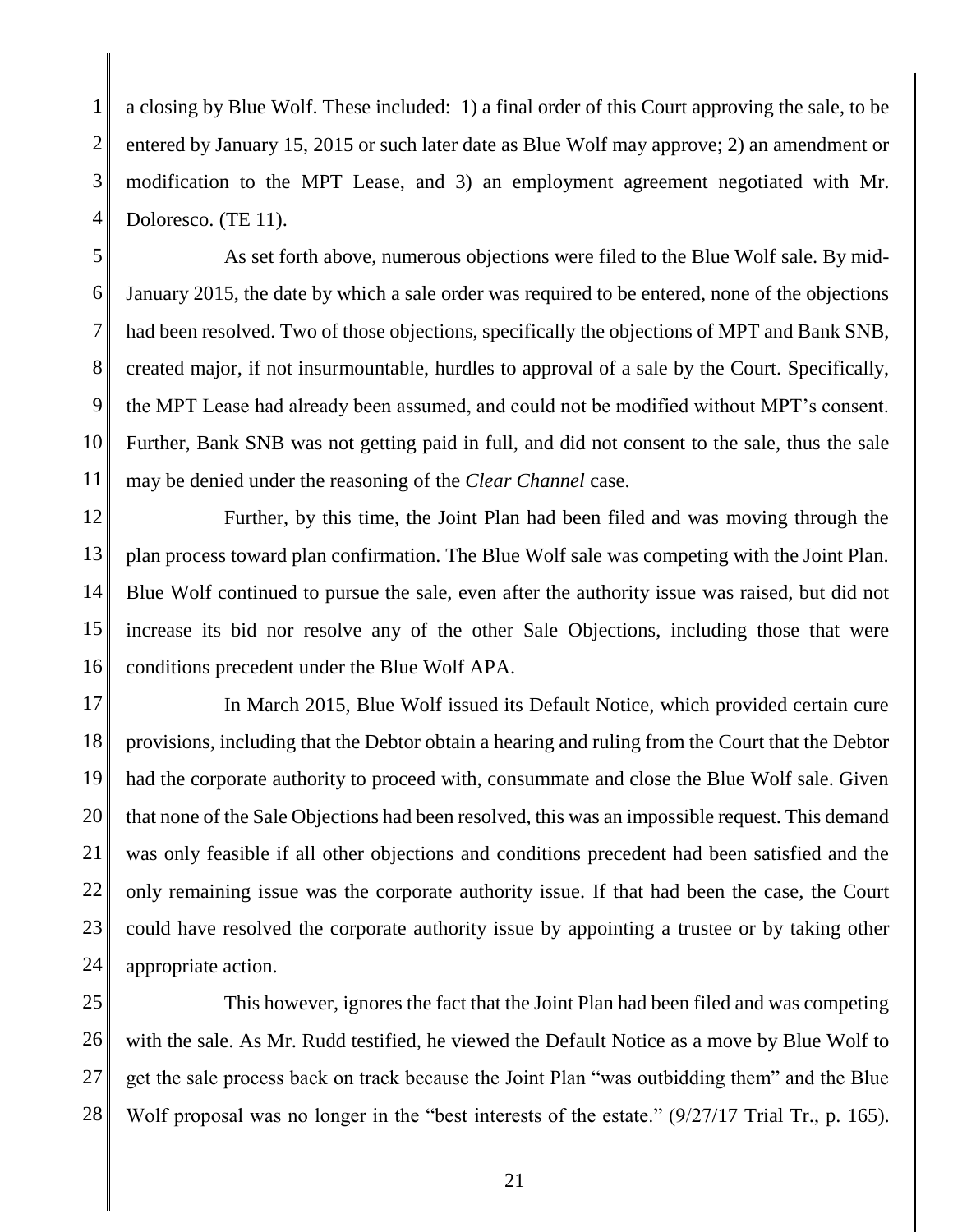a closing by Blue Wolf. These included: 1) a final order of this Court approving the sale, to be entered by January 15, 2015 or such later date as Blue Wolf may approve; 2) an amendment or modification to the MPT Lease, and 3) an employment agreement negotiated with Mr. Doloresco. (TE 11).

As set forth above, numerous objections were filed to the Blue Wolf sale. By mid-January 2015, the date by which a sale order was required to be entered, none of the objections had been resolved. Two of those objections, specifically the objections of MPT and Bank SNB, created major, if not insurmountable, hurdles to approval of a sale by the Court. Specifically, the MPT Lease had already been assumed, and could not be modified without MPT's consent. Further, Bank SNB was not getting paid in full, and did not consent to the sale, thus the sale may be denied under the reasoning of the *Clear Channel* case.

Further, by this time, the Joint Plan had been filed and was moving through the plan process toward plan confirmation. The Blue Wolf sale was competing with the Joint Plan. Blue Wolf continued to pursue the sale, even after the authority issue was raised, but did not increase its bid nor resolve any of the other Sale Objections, including those that were conditions precedent under the Blue Wolf APA.

In March 2015, Blue Wolf issued its Default Notice, which provided certain cure provisions, including that the Debtor obtain a hearing and ruling from the Court that the Debtor had the corporate authority to proceed with, consummate and close the Blue Wolf sale. Given that none of the Sale Objections had been resolved, this was an impossible request. This demand was only feasible if all other objections and conditions precedent had been satisfied and the only remaining issue was the corporate authority issue. If that had been the case, the Court could have resolved the corporate authority issue by appointing a trustee or by taking other appropriate action.

This however, ignores the fact that the Joint Plan had been filed and was competing with the sale. As Mr. Rudd testified, he viewed the Default Notice as a move by Blue Wolf to get the sale process back on track because the Joint Plan "was outbidding them" and the Blue Wolf proposal was no longer in the "best interests of the estate." (9/27/17 Trial Tr., p. 165).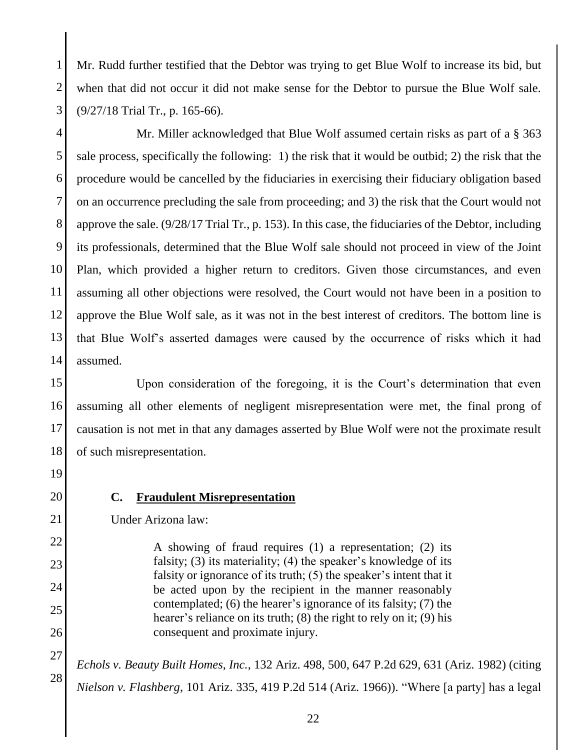Mr. Rudd further testified that the Debtor was trying to get Blue Wolf to increase its bid, but when that did not occur it did not make sense for the Debtor to pursue the Blue Wolf sale. (9/27/18 Trial Tr., p. 165-66).

Mr. Miller acknowledged that Blue Wolf assumed certain risks as part of a § 363 sale process, specifically the following: 1) the risk that it would be outbid; 2) the risk that the procedure would be cancelled by the fiduciaries in exercising their fiduciary obligation based on an occurrence precluding the sale from proceeding; and 3) the risk that the Court would not approve the sale. (9/28/17 Trial Tr., p. 153). In this case, the fiduciaries of the Debtor, including its professionals, determined that the Blue Wolf sale should not proceed in view of the Joint Plan, which provided a higher return to creditors. Given those circumstances, and even assuming all other objections were resolved, the Court would not have been in a position to approve the Blue Wolf sale, as it was not in the best interest of creditors. The bottom line is that Blue Wolf's asserted damages were caused by the occurrence of risks which it had assumed.

Upon consideration of the foregoing, it is the Court's determination that even assuming all other elements of negligent misrepresentation were met, the final prong of causation is not met in that any damages asserted by Blue Wolf were not the proximate result of such misrepresentation.

## C. Fraudulent Misrepresentation

Under Arizona law:

> A showing of fraud requires (1) a representation; (2) its falsity; (3) its materiality; (4) the speaker's knowledge of its falsity or ignorance of its truth; (5) the speaker's intent that it be acted upon by the recipient in the manner reasonably contemplated; (6) the hearer's ignorance of its falsity; (7) the hearer's reliance on its truth; (8) the right to rely on it; (9) his consequent and proximate injury.

*Echols v. Beauty Built Homes, Inc.*, 132 Ariz. 498, 500, 647 P.2d 629, 631 (Ariz. 1982) (citing *Nielson v. Flashberg*, 101 Ariz. 335, 419 P.2d 514 (Ariz. 1966)). "Where [a party] has a legal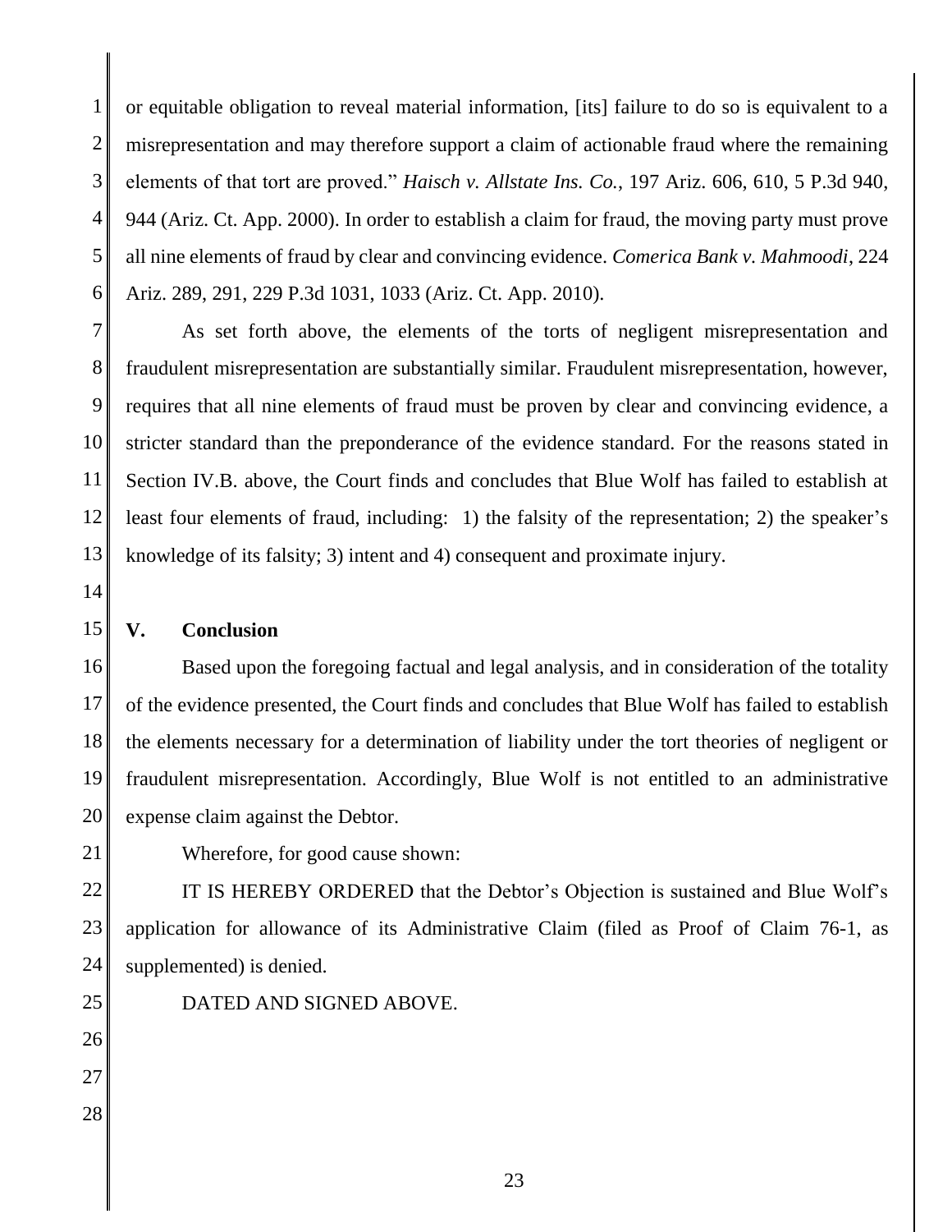or equitable obligation to reveal material information, [its] failure to do so is equivalent to a misrepresentation and may therefore support a claim of actionable fraud where the remaining elements of that tort are proved." *Haisch v. Allstate Ins. Co.*, 197 Ariz. 606, 610, 5 P.3d 940, 944 (Ariz. Ct. App. 2000). In order to establish a claim for fraud, the moving party must prove all nine elements of fraud by clear and convincing evidence. *Comerica Bank v. Mahmoodi*, 224 Ariz. 289, 291, 229 P.3d 1031, 1033 (Ariz. Ct. App. 2010).

As set forth above, the elements of the torts of negligent misrepresentation and fraudulent misrepresentation are substantially similar. Fraudulent misrepresentation, however, requires that all nine elements of fraud must be proven by clear and convincing evidence, a stricter standard than the preponderance of the evidence standard. For the reasons stated in Section IV.B. above, the Court finds and concludes that Blue Wolf has failed to establish at least four elements of fraud, including: 1) the falsity of the representation; 2) the speaker's knowledge of its falsity; 3) intent and 4) consequent and proximate injury.

## V. Conclusion

Based upon the foregoing factual and legal analysis, and in consideration of the totality of the evidence presented, the Court finds and concludes that Blue Wolf has failed to establish the elements necessary for a determination of liability under the tort theories of negligent or fraudulent misrepresentation. Accordingly, Blue Wolf is not entitled to an administrative expense claim against the Debtor.

Wherefore, for good cause shown:

IT IS HEREBY ORDERED that the Debtor's Objection is sustained and Blue Wolf's application for allowance of its Administrative Claim (filed as Proof of Claim 76-1, as supplemented) is denied.

DATED AND SIGNED ABOVE.